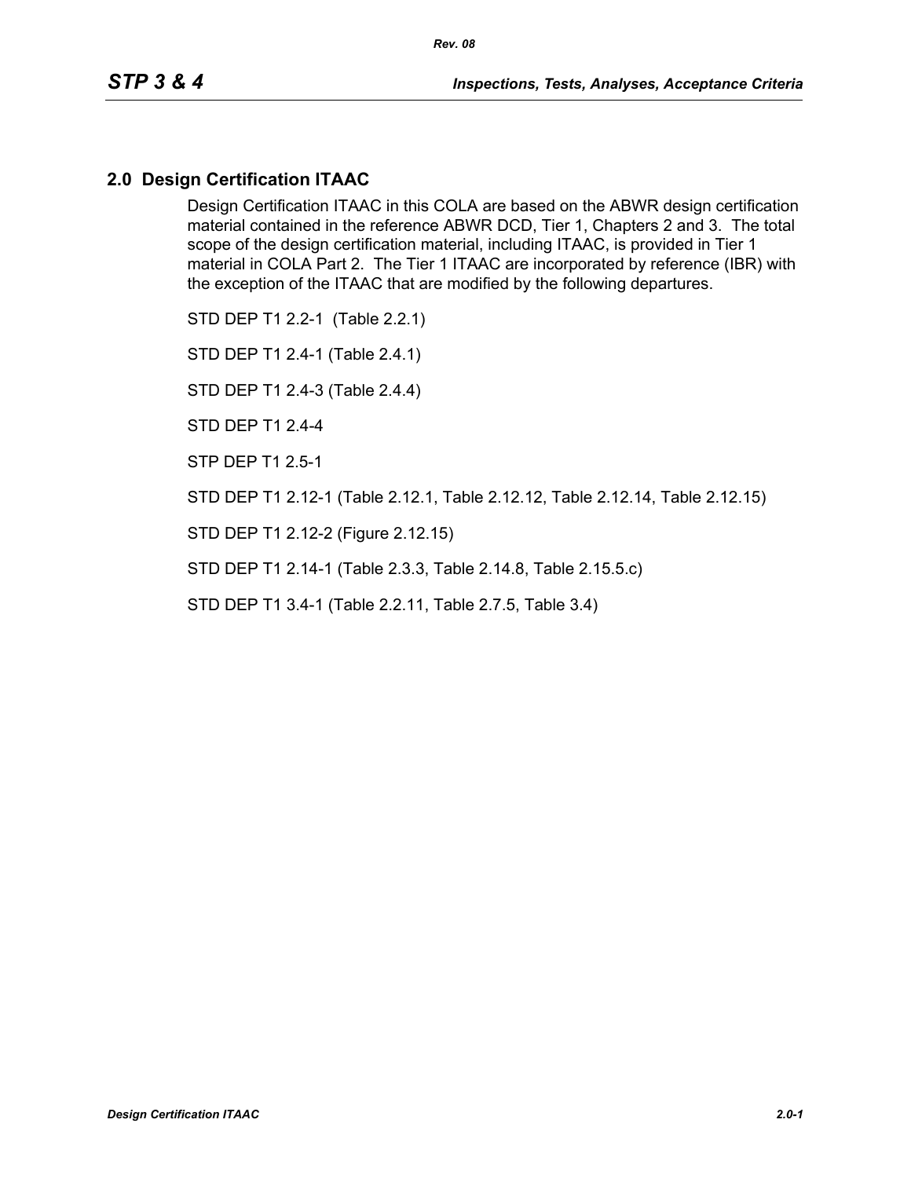## 2.0 Design Certification ITAAC

Design Certification ITAAC in this COLA are based on the ABWR design certification material contained in the reference ABWR DCD, Tier 1, Chapters 2 and 3. The total scope of the design certification material, including ITAAC, is provided in Tier 1 material in COLA Part 2. The Tier 1 ITAAC are incorporated by reference (IBR) with the exception of the ITAAC that are modified by the following departures.

STD DEP T1 2.2-1 (Table 2.2.1)

STD DEP T1 2.4-1 (Table 2.4.1)

STD DEP T1 2.4-3 (Table 2.4.4)

STD DEP T1 2.4-4

STP DEP T1 2.5-1

STD DEP T1 2.12-1 (Table 2.12.1, Table 2.12.12, Table 2.12.14, Table 2.12.15)

STD DEP T1 2.12-2 (Figure 2.12.15)

STD DEP T1 2.14-1 (Table 2.3.3, Table 2.14.8, Table 2.15.5.c)

STD DEP T1 3.4-1 (Table 2.2.11, Table 2.7.5, Table 3.4)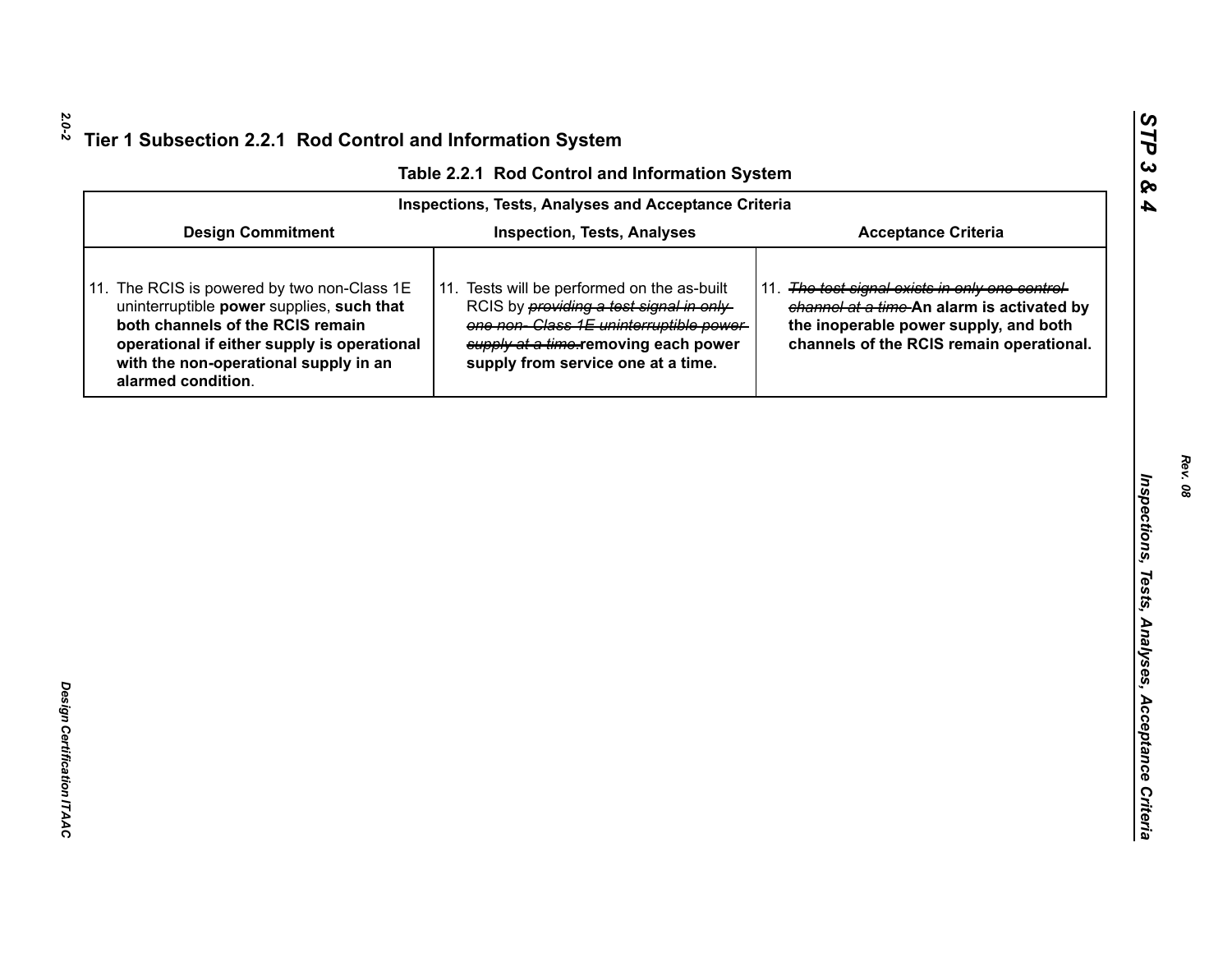## Tier 1 Subsection 2.2.1 Rod Control and Information System

**Table 2.2.1 Rod Control and Information System**

| Inspections, Tests, Analyses and Acceptance Criteria | | |
|---|---|---|
| **Design Commitment** | **Inspection, Tests, Analyses** | **Acceptance Criteria** |
| 11. The RCIS is powered by two non-Class 1E uninterruptible **power** supplies, **such that both channels of the RCIS remain operational if either supply is operational with the non-operational supply in an alarmed condition**. | 11. Tests will be performed on the as-built RCIS by ~~*providing a test signal in only one non- Class 1E uninterruptible power supply at a time.*~~ **removing each power supply from service one at a time.** | 11. ~~*The test signal exists in only one control channel at a time*~~ **An alarm is activated by the inoperable power supply, and both channels of the RCIS remain operational.** |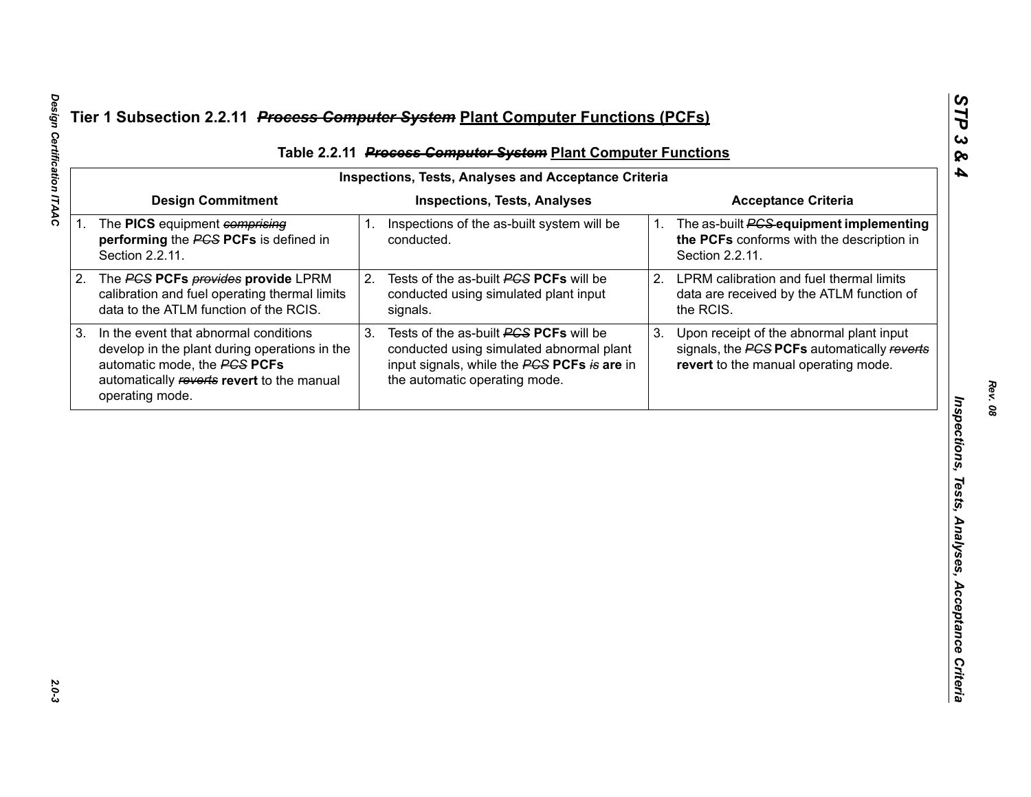# Tier 1 Subsection 2.2.11 ~~*Process Computer System*~~ Plant Computer Functions (PCFs)

**Table 2.2.11 ~~*Process Computer System*~~ Plant Computer Functions**

| Inspections, Tests, Analyses and Acceptance Criteria | | |
|---|---|---|
| **Design Commitment** | **Inspections, Tests, Analyses** | **Acceptance Criteria** |
| 1. The **PICS** equipment ~~*comprising*~~ **performing** the ~~*PCS*~~ **PCFs** is defined in Section 2.2.11. | 1. Inspections of the as-built system will be conducted. | 1. The as-built ~~*PCS*~~ **equipment implementing the PCFs** conforms with the description in Section 2.2.11. |
| 2. The ~~*PCS*~~ **PCFs** ~~*provides*~~ **provide** LPRM calibration and fuel operating thermal limits data to the ATLM function of the RCIS. | 2. Tests of the as-built ~~*PCS*~~ **PCFs** will be conducted using simulated plant input signals. | 2. LPRM calibration and fuel thermal limits data are received by the ATLM function of the RCIS. |
| 3. In the event that abnormal conditions develop in the plant during operations in the automatic mode, the ~~*PCS*~~ **PCFs** automatically ~~*reverts*~~ **revert** to the manual operating mode. | 3. Tests of the as-built ~~*PCS*~~ **PCFs** will be conducted using simulated abnormal plant input signals, while the ~~*PCS*~~ **PCFs** ~~*is*~~ **are** in the automatic operating mode. | 3. Upon receipt of the abnormal plant input signals, the ~~*PCS*~~ **PCFs** automatically ~~*reverts*~~ **revert** to the manual operating mode. |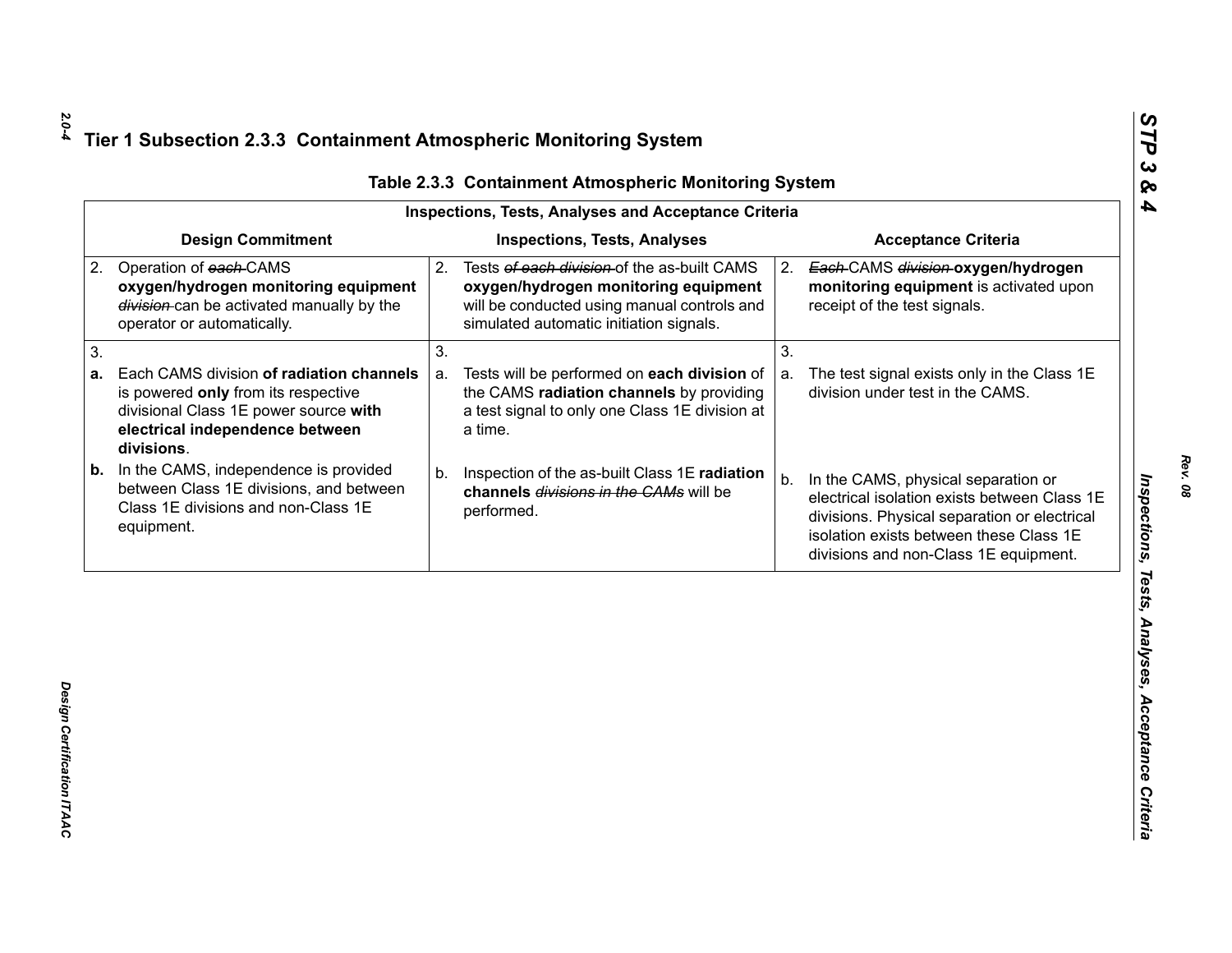## Tier 1 Subsection 2.3.3 Containment Atmospheric Monitoring System

### Table 2.3.3 Containment Atmospheric Monitoring System

| Inspections, Tests, Analyses and Acceptance Criteria | | |
|---|---|---|
| **Design Commitment** | **Inspections, Tests, Analyses** | **Acceptance Criteria** |
| 2. Operation of ~~each~~ CAMS **oxygen/hydrogen monitoring equipment** ~~division~~ can be activated manually by the operator or automatically. | 2. Tests ~~of each division~~ of the as-built CAMS **oxygen/hydrogen monitoring equipment** will be conducted using manual controls and simulated automatic initiation signals. | 2. ~~Each~~ CAMS ~~division~~ **oxygen/hydrogen monitoring equipment** is activated upon receipt of the test signals. |
| 3.<br>**a.** Each CAMS division **of radiation channels** is powered **only** from its respective divisional Class 1E power source **with electrical independence between divisions**.<br>**b.** In the CAMS, independence is provided between Class 1E divisions, and between Class 1E divisions and non-Class 1E equipment. | 3.<br>a. Tests will be performed on **each division** of the CAMS **radiation channels** by providing a test signal to only one Class 1E division at a time.<br>b. Inspection of the as-built Class 1E **radiation channels** ~~divisions in the CAMs~~ will be performed. | 3.<br>a. The test signal exists only in the Class 1E division under test in the CAMS.<br>b. In the CAMS, physical separation or electrical isolation exists between Class 1E divisions. Physical separation or electrical isolation exists between these Class 1E divisions and non-Class 1E equipment. |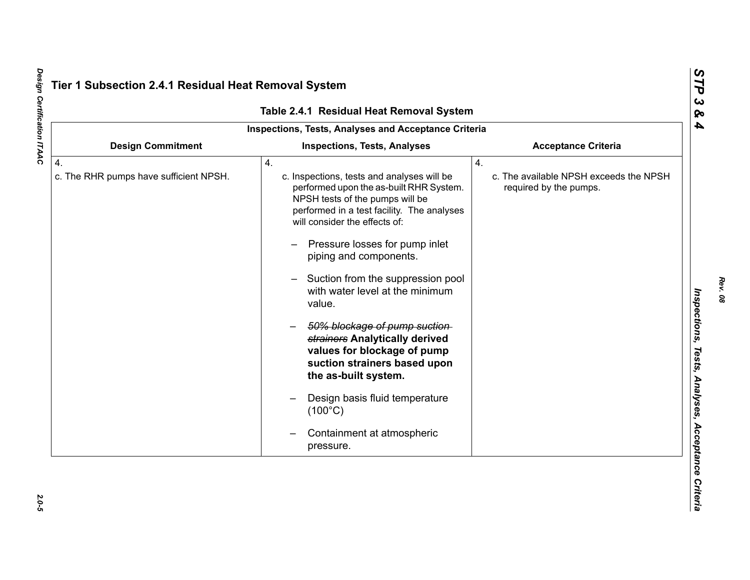## Tier 1 Subsection 2.4.1 Residual Heat Removal System

**Table 2.4.1 Residual Heat Removal System**

| Inspections, Tests, Analyses and Acceptance Criteria | | |
|---|---|---|
| **Design Commitment** | **Inspections, Tests, Analyses** | **Acceptance Criteria** |
| 4.<br>c. The RHR pumps have sufficient NPSH. | 4.<br>c. Inspections, tests and analyses will be performed upon the as-built RHR System. NPSH tests of the pumps will be performed in a test facility. The analyses will consider the effects of:<br>– Pressure losses for pump inlet piping and components.<br>– Suction from the suppression pool with water level at the minimum value.<br>– ~~50% blockage of pump suction strainers~~ **Analytically derived values for blockage of pump suction strainers based upon the as-built system.**<br>– Design basis fluid temperature (100°C)<br>– Containment at atmospheric pressure. | 4.<br>c. The available NPSH exceeds the NPSH required by the pumps. |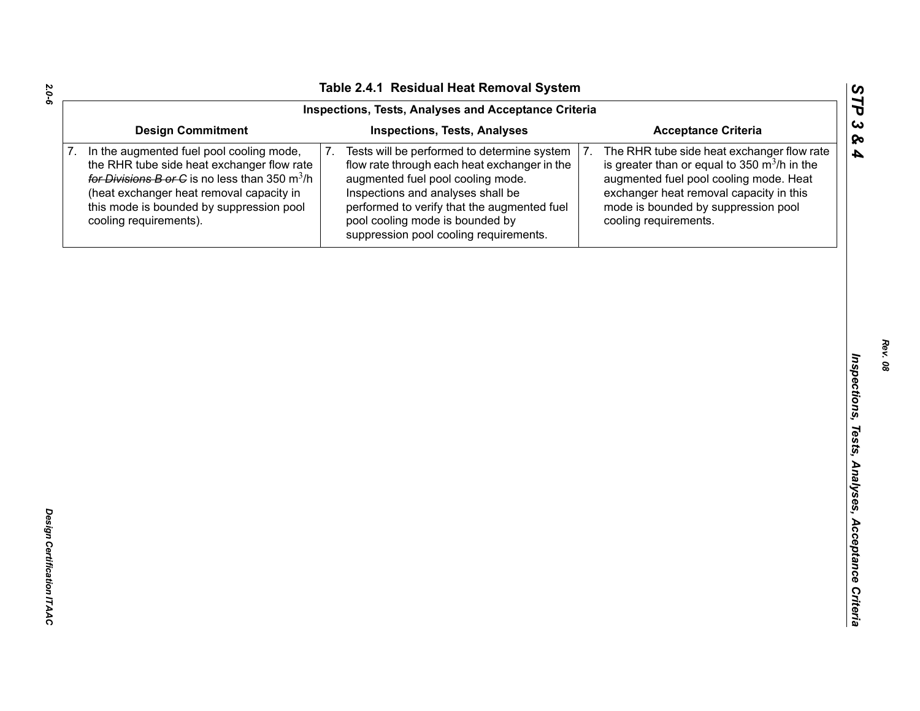## Table 2.4.1 Residual Heat Removal System

| Inspections, Tests, Analyses and Acceptance Criteria | | |
|---|---|---|
| **Design Commitment** | **Inspections, Tests, Analyses** | **Acceptance Criteria** |
| 7. In the augmented fuel pool cooling mode, the RHR tube side heat exchanger flow rate ~~*for Divisions B or C*~~ is no less than 350 $m^3/h$ (heat exchanger heat removal capacity in this mode is bounded by suppression pool cooling requirements). | 7. Tests will be performed to determine system flow rate through each heat exchanger in the augmented fuel pool cooling mode. Inspections and analyses shall be performed to verify that the augmented fuel pool cooling mode is bounded by suppression pool cooling requirements. | 7. The RHR tube side heat exchanger flow rate is greater than or equal to 350 $m^3/h$ in the augmented fuel pool cooling mode. Heat exchanger heat removal capacity in this mode is bounded by suppression pool cooling requirements. |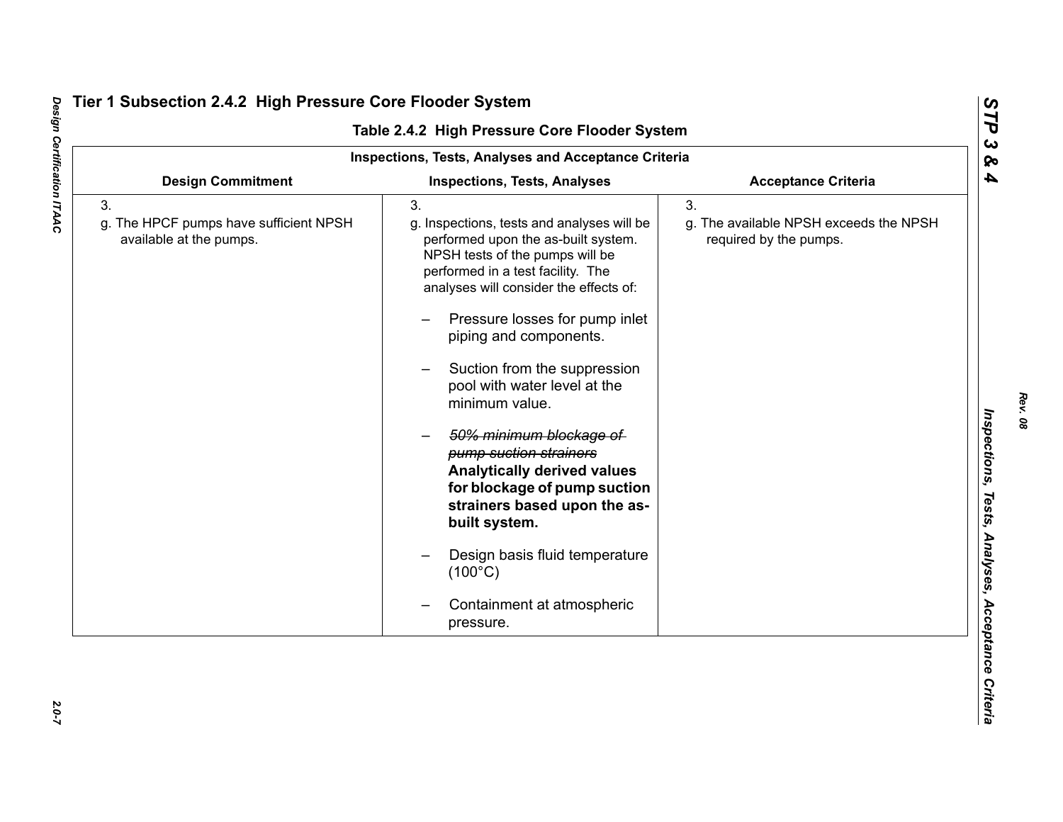## Tier 1 Subsection 2.4.2 High Pressure Core Flooder System

**Table 2.4.2 High Pressure Core Flooder System**

| Inspections, Tests, Analyses and Acceptance Criteria | | |
|---|---|---|
| **Design Commitment** | **Inspections, Tests, Analyses** | **Acceptance Criteria** |
| 3.<br>g. The HPCF pumps have sufficient NPSH available at the pumps. | 3.<br>g. Inspections, tests and analyses will be performed upon the as-built system. NPSH tests of the pumps will be performed in a test facility. The analyses will consider the effects of:<br>– Pressure losses for pump inlet piping and components.<br>– Suction from the suppression pool with water level at the minimum value.<br>– ~~*50% minimum blockage of pump suction strainers*~~ **Analytically derived values for blockage of pump suction strainers based upon the as-built system.**<br>– Design basis fluid temperature (100°C)<br>– Containment at atmospheric pressure. | 3.<br>g. The available NPSH exceeds the NPSH required by the pumps. |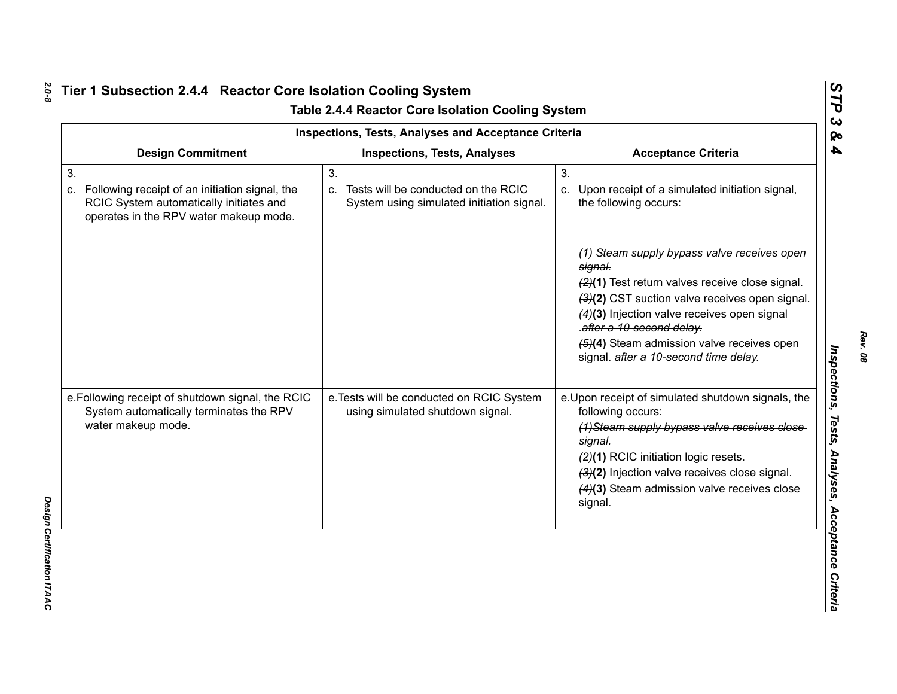# Tier 1 Subsection 2.4.4 Reactor Core Isolation Cooling System

**Table 2.4.4 Reactor Core Isolation Cooling System**

| Inspections, Tests, Analyses and Acceptance Criteria | | |
|---|---|---|
| **Design Commitment** | **Inspections, Tests, Analyses** | **Acceptance Criteria** |
| 3.<br>c. Following receipt of an initiation signal, the RCIC System automatically initiates and operates in the RPV water makeup mode. | 3.<br>c. Tests will be conducted on the RCIC System using simulated initiation signal. | 3.<br>c. Upon receipt of a simulated initiation signal, the following occurs:<br>~~(1) Steam supply bypass valve receives open signal.~~<br>~~(2)~~**(1)** Test return valves receive close signal.<br>~~(3)~~**(2)** CST suction valve receives open signal.<br>~~(4)~~**(3)** Injection valve receives open signal .~~after a 10-second delay.~~<br>~~(5)~~**(4)** Steam admission valve receives open signal. ~~after a 10-second time delay.~~ |
| e. Following receipt of shutdown signal, the RCIC System automatically terminates the RPV water makeup mode. | e. Tests will be conducted on RCIC System using simulated shutdown signal. | e. Upon receipt of simulated shutdown signals, the following occurs:<br>~~(1)Steam supply bypass valve receives close signal.~~<br>~~(2)~~**(1)** RCIC initiation logic resets.<br>~~(3)~~**(2)** Injection valve receives close signal.<br>~~(4)~~**(3)** Steam admission valve receives close signal. |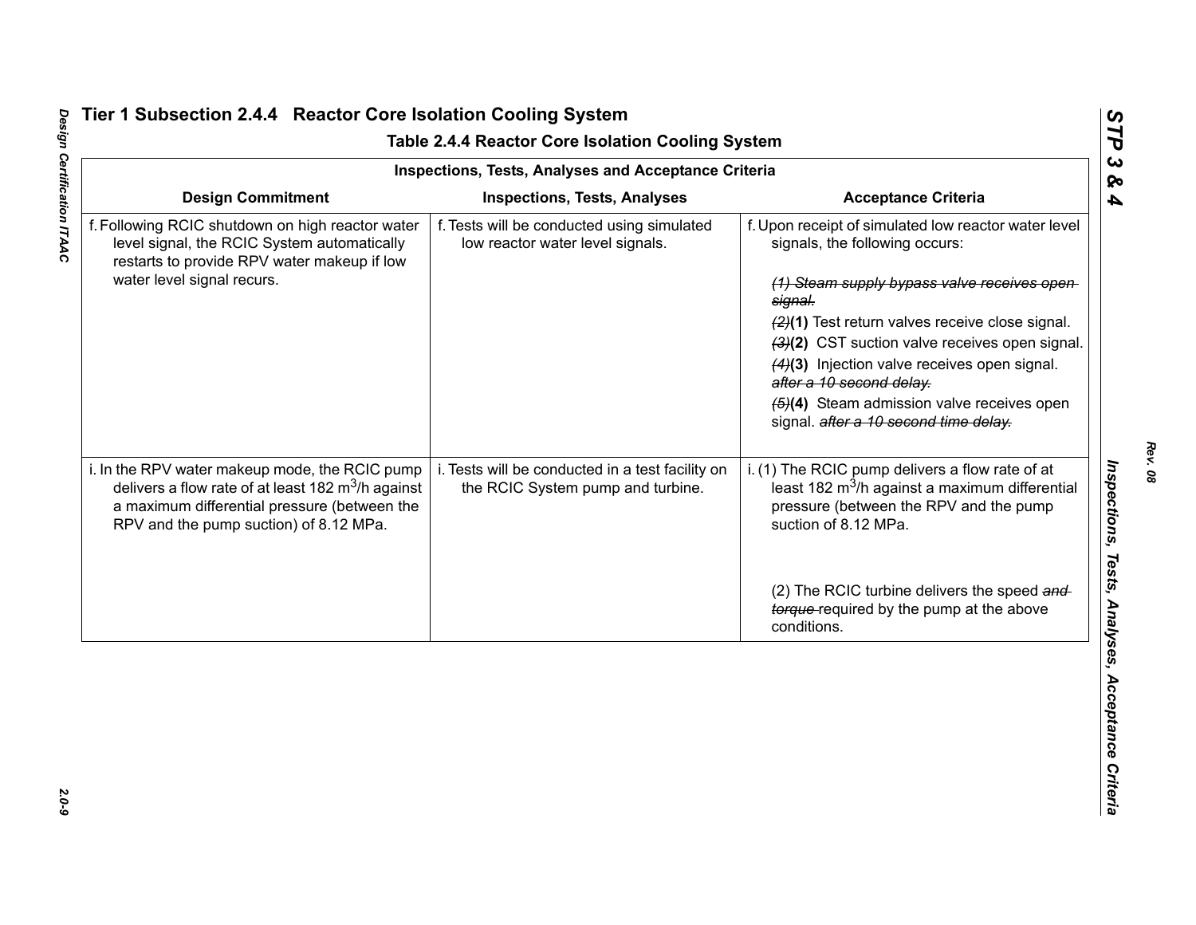## Tier 1 Subsection 2.4.4 Reactor Core Isolation Cooling System

### Table 2.4.4 Reactor Core Isolation Cooling System

| Inspections, Tests, Analyses and Acceptance Criteria | | |
|---|---|---|
| **Design Commitment** | **Inspections, Tests, Analyses** | **Acceptance Criteria** |
| f. Following RCIC shutdown on high reactor water level signal, the RCIC System automatically restarts to provide RPV water makeup if low water level signal recurs. | f. Tests will be conducted using simulated low reactor water level signals. | f. Upon receipt of simulated low reactor water level signals, the following occurs: <br><br> ~~*(1) Steam supply bypass valve receives open signal.*~~ <br> ~~*(2)*~~**(1)** Test return valves receive close signal. <br> ~~*(3)*~~**(2)** CST suction valve receives open signal. <br> ~~*(4)*~~**(3)** Injection valve receives open signal. ~~*after a 10 second delay.*~~ <br> ~~*(5)*~~**(4)** Steam admission valve receives open signal. ~~*after a 10 second time delay.*~~ |
| i. In the RPV water makeup mode, the RCIC pump delivers a flow rate of at least 182 $m^3/h$ against a maximum differential pressure (between the RPV and the pump suction) of 8.12 MPa. | i. Tests will be conducted in a test facility on the RCIC System pump and turbine. | i. (1) The RCIC pump delivers a flow rate of at least 182 $m^3/h$ against a maximum differential pressure (between the RPV and the pump suction of 8.12 MPa. <br><br> (2) The RCIC turbine delivers the speed ~~*and torque*~~ required by the pump at the above conditions. |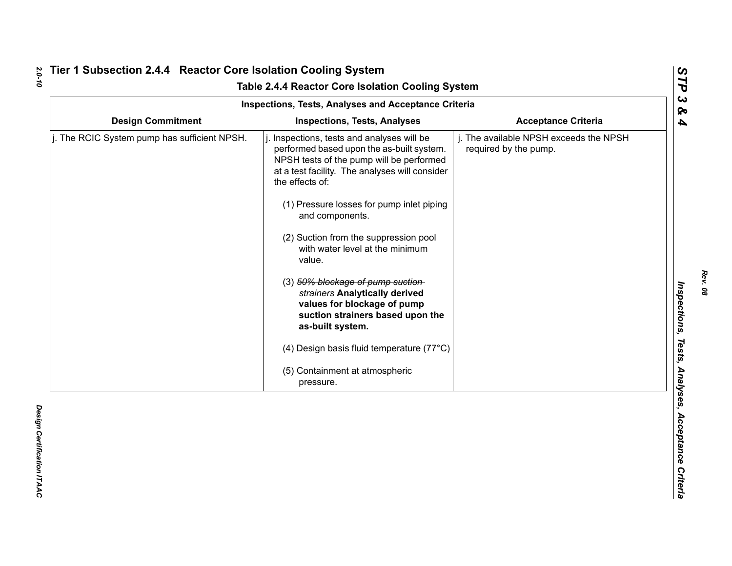## Tier 1 Subsection 2.4.4 Reactor Core Isolation Cooling System

### Table 2.4.4 Reactor Core Isolation Cooling System

| Inspections, Tests, Analyses and Acceptance Criteria | | |
|---|---|---|
| **Design Commitment** | **Inspections, Tests, Analyses** | **Acceptance Criteria** |
| j. The RCIC System pump has sufficient NPSH. | j. Inspections, tests and analyses will be performed based upon the as-built system. NPSH tests of the pump will be performed at a test facility. The analyses will consider the effects of:<br><br>(1) Pressure losses for pump inlet piping and components.<br><br>(2) Suction from the suppression pool with water level at the minimum value.<br><br>(3) ~~*50% blockage of pump suction strainers*~~ **Analytically derived values for blockage of pump suction strainers based upon the as-built system.**<br><br>(4) Design basis fluid temperature (77°C)<br><br>(5) Containment at atmospheric pressure. | j. The available NPSH exceeds the NPSH required by the pump. |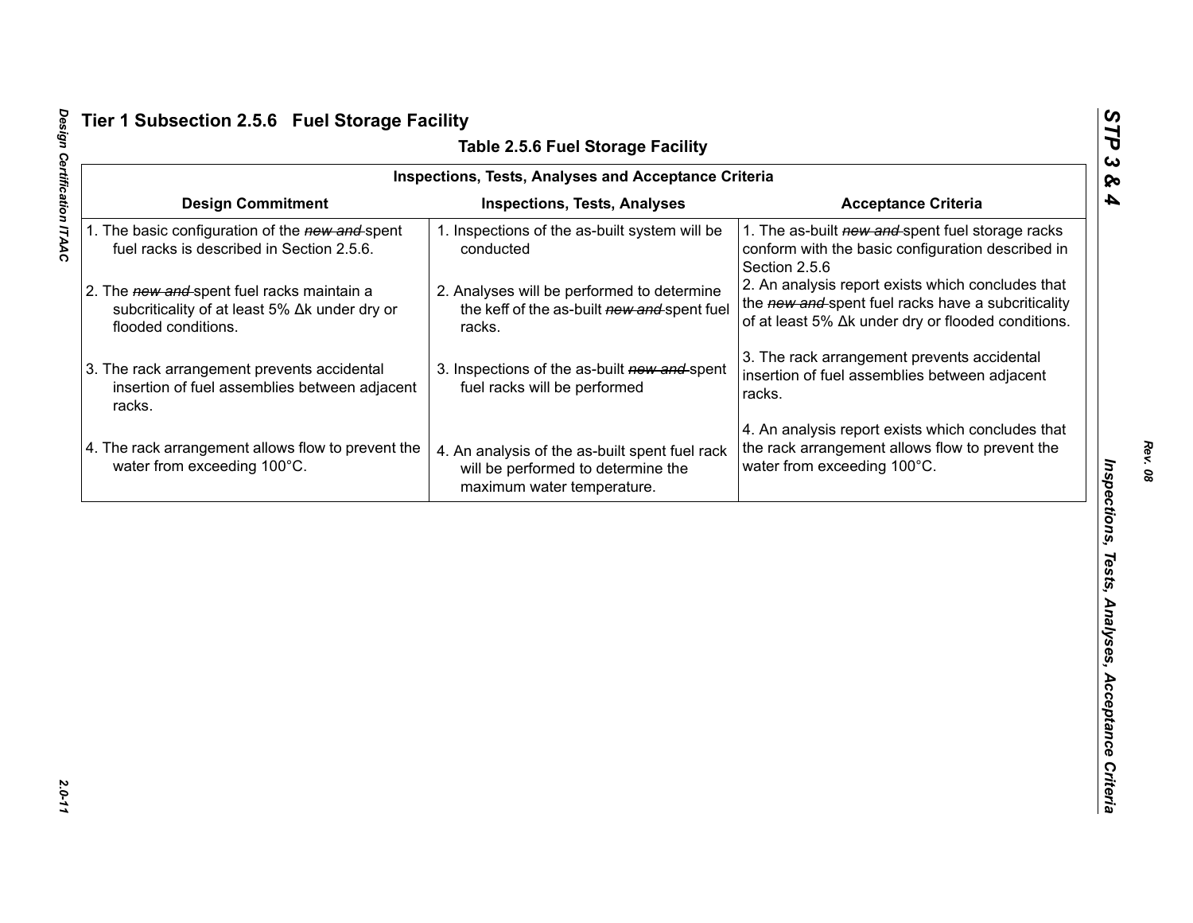## Tier 1 Subsection 2.5.6 Fuel Storage Facility

### Table 2.5.6 Fuel Storage Facility

| Inspections, Tests, Analyses and Acceptance Criteria | | |
|---|---|---|
| **Design Commitment** | **Inspections, Tests, Analyses** | **Acceptance Criteria** |
| 1. The basic configuration of the ~~*new and*~~ spent fuel racks is described in Section 2.5.6. | 1. Inspections of the as-built system will be conducted | 1. The as-built ~~*new and*~~ spent fuel storage racks conform with the basic configuration described in Section 2.5.6 |
| 2. The ~~*new and*~~ spent fuel racks maintain a subcriticality of at least 5% Δk under dry or flooded conditions. | 2. Analyses will be performed to determine the keff of the as-built ~~*new and*~~ spent fuel racks. | 2. An analysis report exists which concludes that the ~~*new and*~~ spent fuel racks have a subcriticality of at least 5% Δk under dry or flooded conditions. |
| 3. The rack arrangement prevents accidental insertion of fuel assemblies between adjacent racks. | 3. Inspections of the as-built ~~*new and*~~ spent fuel racks will be performed | 3. The rack arrangement prevents accidental insertion of fuel assemblies between adjacent racks. |
| 4. The rack arrangement allows flow to prevent the water from exceeding 100°C. | 4. An analysis of the as-built spent fuel rack will be performed to determine the maximum water temperature. | 4. An analysis report exists which concludes that the rack arrangement allows flow to prevent the water from exceeding 100°C. |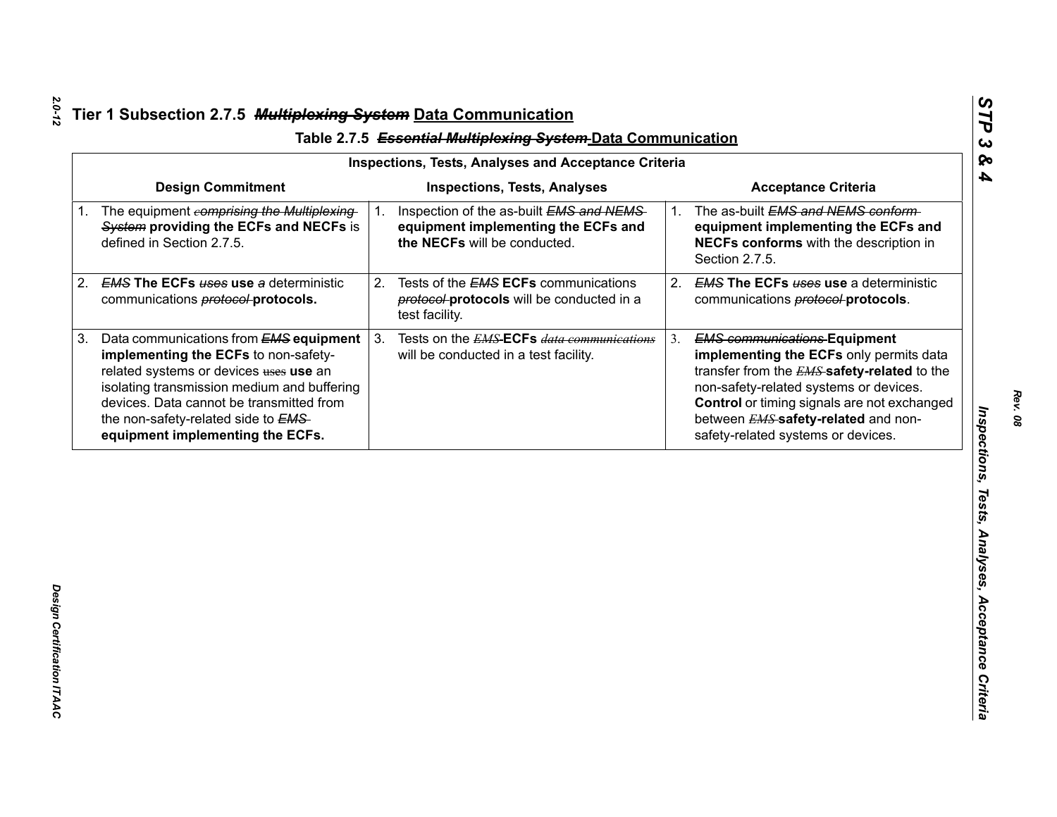## Tier 1 Subsection 2.7.5 ~~*Multiplexing System*~~ Data Communication

### Table 2.7.5 ~~*Essential Multiplexing System*~~ Data Communication

| Inspections, Tests, Analyses and Acceptance Criteria | | |
|---|---|---|
| **Design Commitment** | **Inspections, Tests, Analyses** | **Acceptance Criteria** |
| 1. The equipment ~~*comprising the Multiplexing System*~~ **providing the ECFs and NECFs** is defined in Section 2.7.5. | 1. Inspection of the as-built ~~*EMS and NEMS*~~ **equipment implementing the ECFs and the NECFs** will be conducted. | 1. The as-built ~~*EMS and NEMS conform*~~ **equipment implementing the ECFs and NECFs conforms** with the description in Section 2.7.5. |
| 2. ~~*EMS*~~ **The ECFs** ~~*uses*~~ **use** ~~*a*~~ deterministic communications ~~*protocol*~~ **protocols.** | 2. Tests of the ~~*EMS*~~ **ECFs** communications ~~*protocol*~~ **protocols** will be conducted in a test facility. | 2. ~~*EMS*~~ **The ECFs** ~~*uses*~~ **use** a deterministic communications ~~*protocol*~~ **protocols**. |
| 3. Data communications from ~~*EMS*~~ **equipment implementing the ECFs** to non-safety-related systems or devices ~~uses~~ **use** an isolating transmission medium and buffering devices. Data cannot be transmitted from the non-safety-related side to ~~*EMS*~~ **equipment implementing the ECFs.** | 3. Tests on the ~~*EMS*~~-**ECFs** ~~*data communications*~~ will be conducted in a test facility. | 3. ~~*EMS communications*~~ **Equipment implementing the ECFs** only permits data transfer from the ~~*EMS*~~ **safety-related** to the non-safety-related systems or devices. **Control** or timing signals are not exchanged between ~~*EMS*~~ **safety-related** and non-safety-related systems or devices. |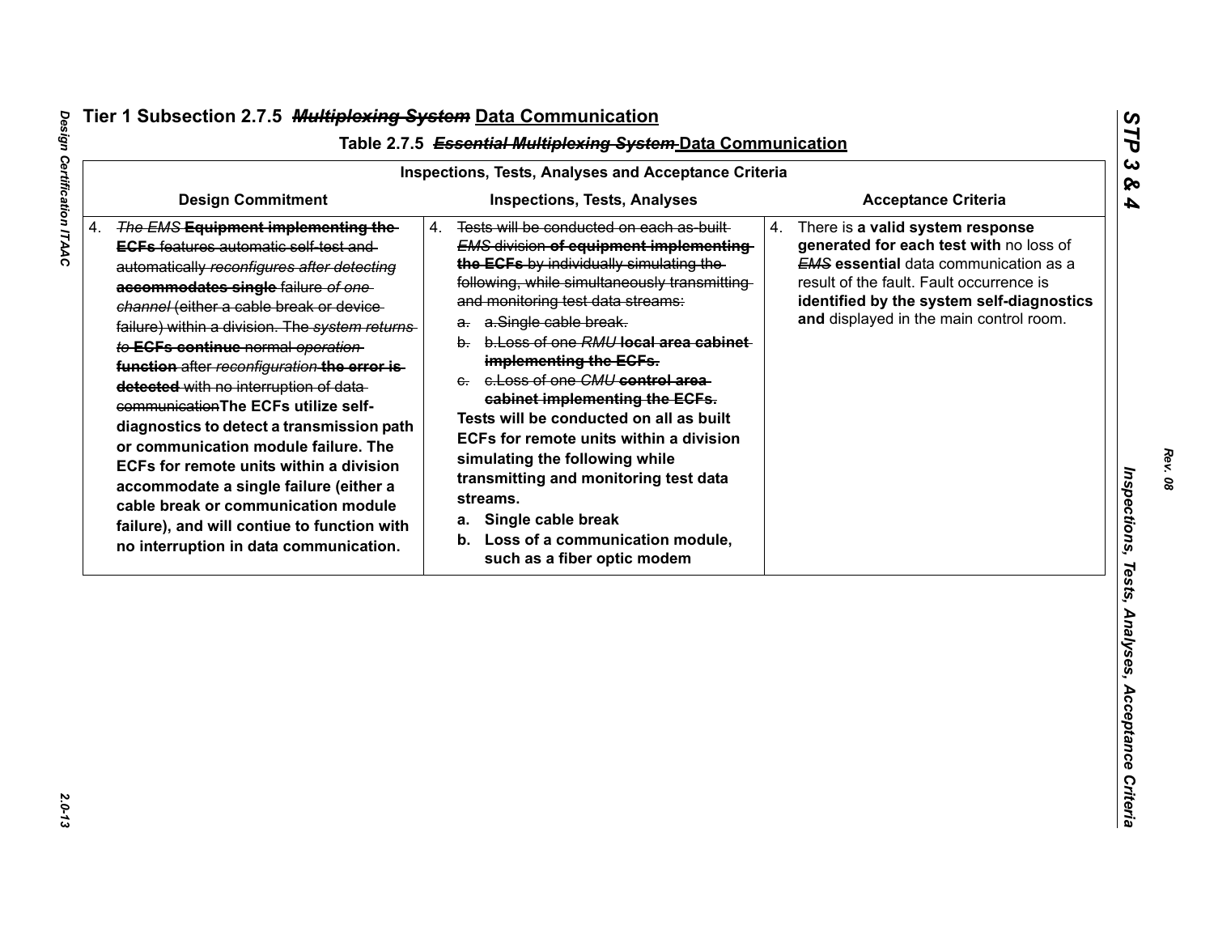## Tier 1 Subsection 2.7.5 ~~*Multiplexing System*~~ Data Communication

### Table 2.7.5 ~~*Essential Multiplexing System*~~ Data Communication

| Inspections, Tests, Analyses and Acceptance Criteria | | |
|---|---|---|
| **Design Commitment** | **Inspections, Tests, Analyses** | **Acceptance Criteria** |
| 4. ~~*The EMS* **Equipment implementing the ECFs** features automatic self-test and automatically *reconfigures after detecting* **accommodates single** failure *of one channel* (either a cable break or device failure) within a division. The *system returns to* **ECFs continue** normal *operation* **function** after *reconfiguration* **the error is detected** with no interruption of data communication~~**The ECFs utilize self-diagnostics to detect a transmission path or communication module failure. The ECFs for remote units within a division accommodate a single failure (either a cable break or communication module failure), and will contiue to function with no interruption in data communication.** | 4. ~~Tests will be conducted on each as-built *EMS* division **of equipment implementing the ECFs** by individually simulating the following, while simultaneously transmitting and monitoring test data streams:~~<br>~~a. a.Single cable break.~~<br>~~b. b.Loss of one *RMU* **local area cabinet implementing the ECFs.**~~<br>~~c. c.Loss of one *CMU* **control area cabinet implementing the ECFs.**~~<br>**Tests will be conducted on all as built ECFs for remote units within a division simulating the following while transmitting and monitoring test data streams.**<br>**a. Single cable break**<br>**b. Loss of a communication module, such as a fiber optic modem** | 4. There is **a valid system response generated for each test with** no loss of ~~*EMS*~~ **essential** data communication as a result of the fault. Fault occurrence is **identified by the system self-diagnostics and** displayed in the main control room. |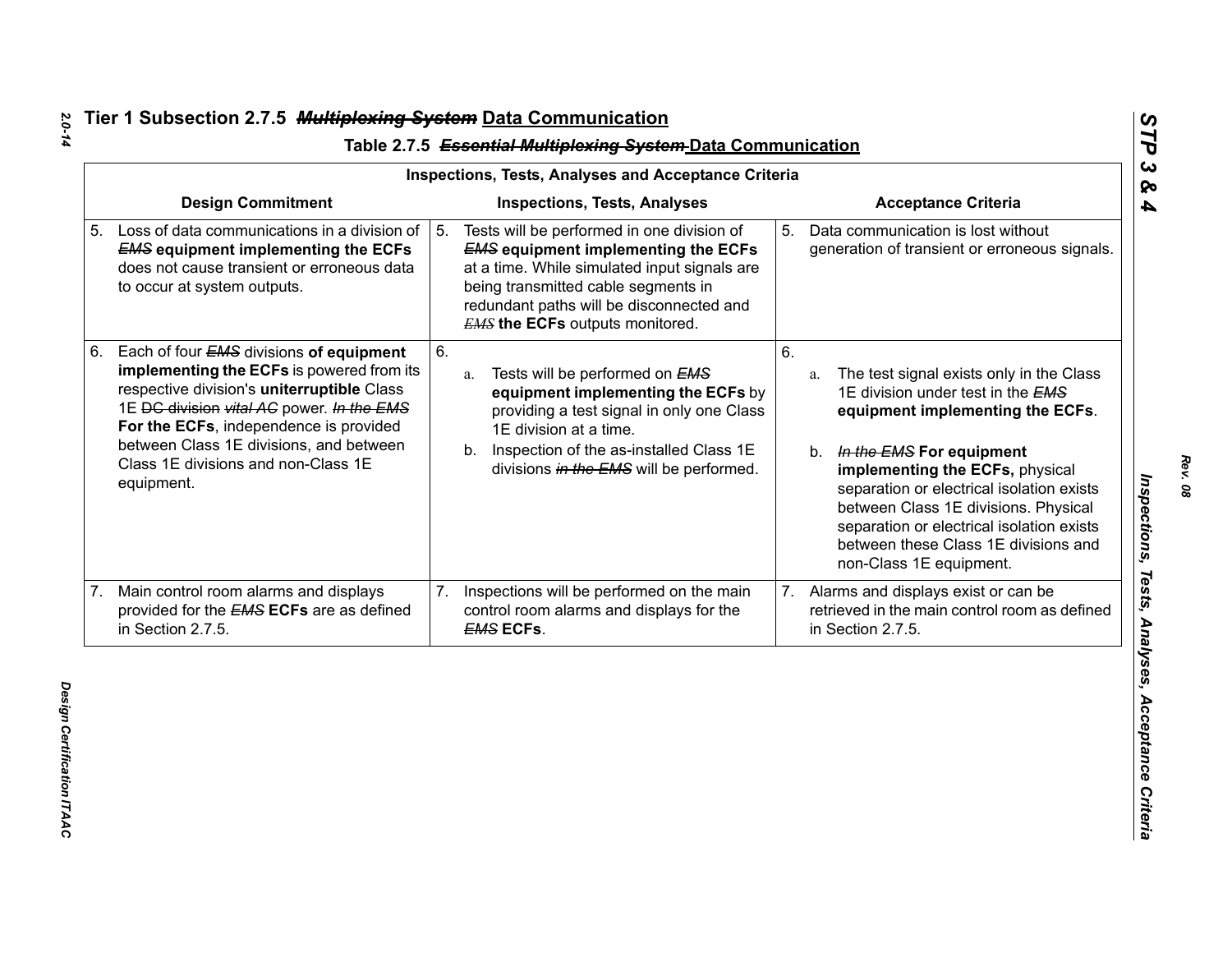## Tier 1 Subsection 2.7.5 ~~*Multiplexing System*~~ Data Communication

### Table 2.7.5 ~~*Essential Multiplexing System*~~ Data Communication

| Inspections, Tests, Analyses and Acceptance Criteria | | |
|---|---|---|
| **Design Commitment** | **Inspections, Tests, Analyses** | **Acceptance Criteria** |
| 5. Loss of data communications in a division of ~~*EMS*~~ **equipment implementing the ECFs** does not cause transient or erroneous data to occur at system outputs. | 5. Tests will be performed in one division of ~~*EMS*~~ **equipment implementing the ECFs** at a time. While simulated input signals are being transmitted cable segments in redundant paths will be disconnected and ~~*EMS*~~ **the ECFs** outputs monitored. | 5. Data communication is lost without generation of transient or erroneous signals. |
| 6. Each of four ~~*EMS*~~ divisions **of equipment implementing the ECFs** is powered from its respective division's **uninterruptible** Class 1E ~~DC division~~ ~~*vital AC*~~ power. ~~*In the EMS*~~ **For the ECFs**, independence is provided between Class 1E divisions, and between Class 1E divisions and non-Class 1E equipment. | 6.<br>a. Tests will be performed on ~~*EMS*~~ **equipment implementing the ECFs** by providing a test signal in only one Class 1E division at a time.<br>b. Inspection of the as-installed Class 1E divisions ~~*in the EMS*~~ will be performed. | 6.<br>a. The test signal exists only in the Class 1E division under test in the ~~*EMS*~~ **equipment implementing the ECFs**.<br>b. ~~*In the EMS*~~ **For equipment implementing the ECFs,** physical separation or electrical isolation exists between Class 1E divisions. Physical separation or electrical isolation exists between these Class 1E divisions and non-Class 1E equipment. |
| 7. Main control room alarms and displays provided for the ~~*EMS*~~ **ECFs** are as defined in Section 2.7.5. | 7. Inspections will be performed on the main control room alarms and displays for the ~~*EMS*~~ **ECFs**. | 7. Alarms and displays exist or can be retrieved in the main control room as defined in Section 2.7.5. |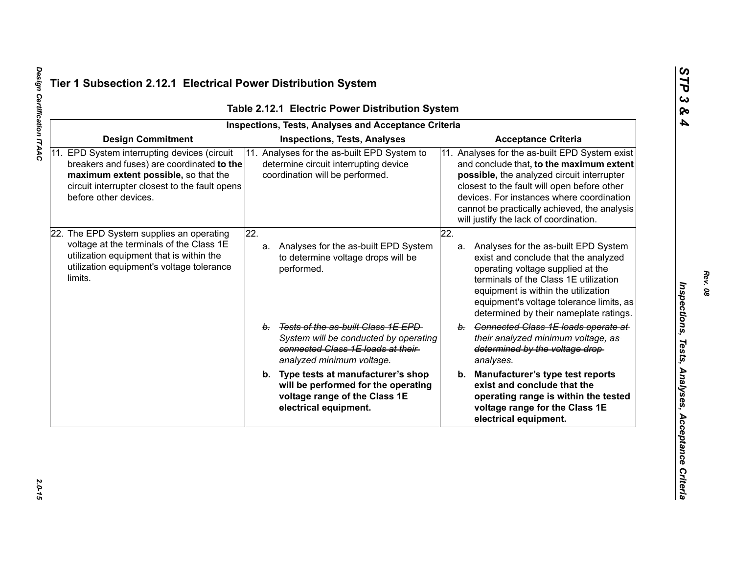## Tier 1 Subsection 2.12.1 Electrical Power Distribution System

**Table 2.12.1 Electric Power Distribution System**

| Inspections, Tests, Analyses and Acceptance Criteria | | |
|---|---|---|
| **Design Commitment** | **Inspections, Tests, Analyses** | **Acceptance Criteria** |
| 11. EPD System interrupting devices (circuit breakers and fuses) are coordinated **to the maximum extent possible,** so that the circuit interrupter closest to the fault opens before other devices. | 11. Analyses for the as-built EPD System to determine circuit interrupting device coordination will be performed. | 11. Analyses for the as-built EPD System exist and conclude that**, to the maximum extent possible,** the analyzed circuit interrupter closest to the fault will open before other devices. For instances where coordination cannot be practically achieved, the analysis will justify the lack of coordination. |
| 22. The EPD System supplies an operating voltage at the terminals of the Class 1E utilization equipment that is within the utilization equipment's voltage tolerance limits. | 22. a. Analyses for the as-built EPD System to determine voltage drops will be performed. | 22. a. Analyses for the as-built EPD System exist and conclude that the analyzed operating voltage supplied at the terminals of the Class 1E utilization equipment is within the utilization equipment's voltage tolerance limits, as determined by their nameplate ratings. |
| | ~~*b. Tests of the as-built Class 1E EPD System will be conducted by operating connected Class 1E loads at their analyzed minimum voltage.*~~ | ~~*b. Connected Class 1E loads operate at their analyzed minimum voltage, as determined by the voltage drop analyses.*~~ |
| | **b. Type tests at manufacturer's shop will be performed for the operating voltage range of the Class 1E electrical equipment.** | **b. Manufacturer's type test reports exist and conclude that the operating range is within the tested voltage range for the Class 1E electrical equipment.** |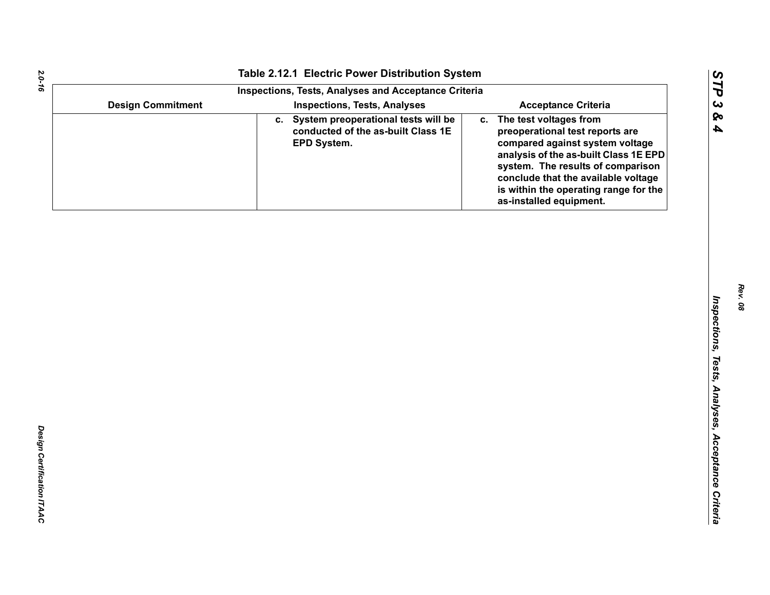## Table 2.12.1 Electric Power Distribution System

| Inspections, Tests, Analyses and Acceptance Criteria | | |
|---|---|---|
| **Design Commitment** | **Inspections, Tests, Analyses** | **Acceptance Criteria** |
| | c. System preoperational tests will be conducted of the as-built Class 1E EPD System. | c. The test voltages from preoperational test reports are compared against system voltage analysis of the as-built Class 1E EPD system. The results of comparison conclude that the available voltage is within the operating range for the as-installed equipment. |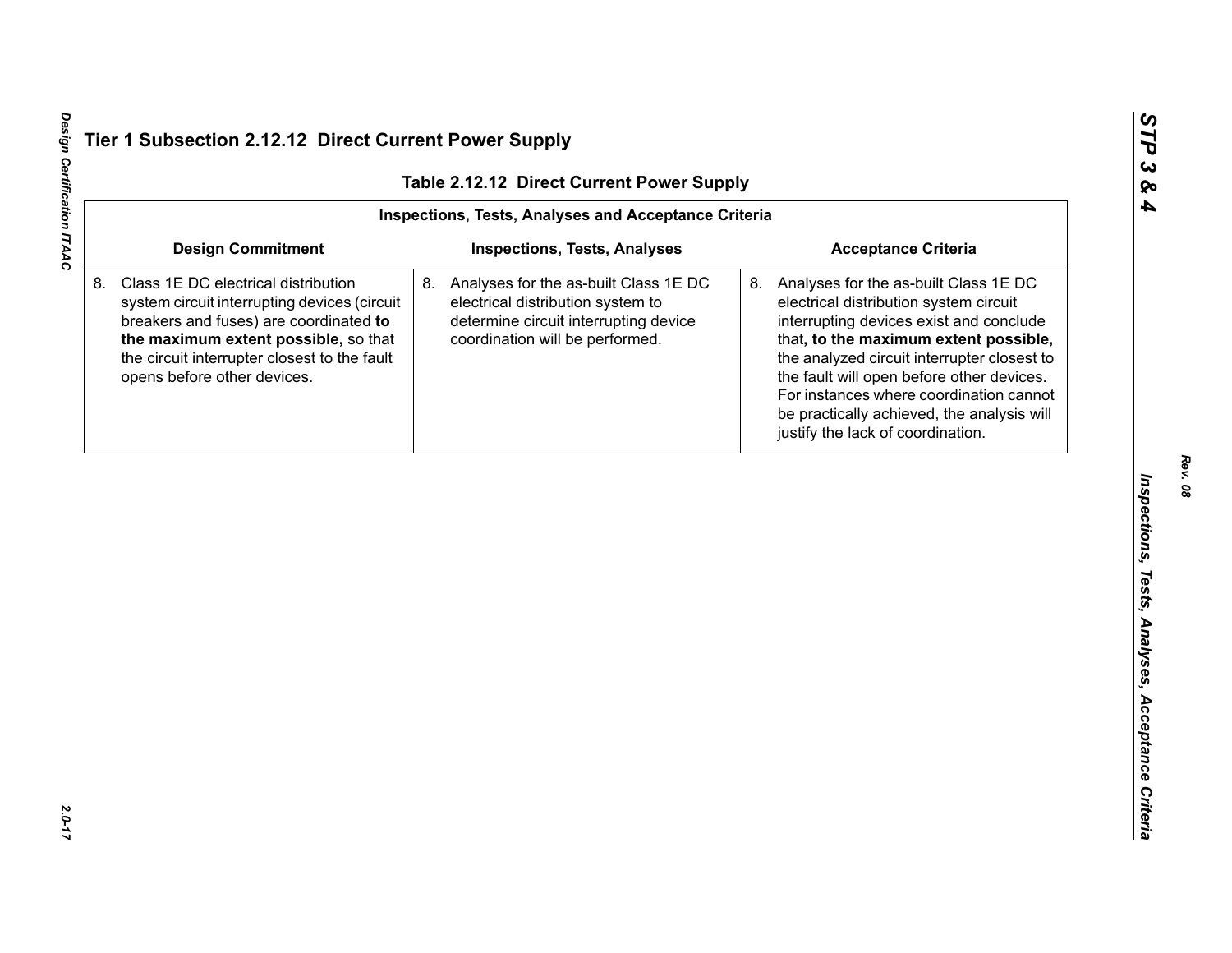## Tier 1 Subsection 2.12.12 Direct Current Power Supply

**Table 2.12.12 Direct Current Power Supply**

| Inspections, Tests, Analyses and Acceptance Criteria | | |
|---|---|---|
| **Design Commitment** | **Inspections, Tests, Analyses** | **Acceptance Criteria** |
| 8. Class 1E DC electrical distribution system circuit interrupting devices (circuit breakers and fuses) are coordinated **to the maximum extent possible,** so that the circuit interrupter closest to the fault opens before other devices. | 8. Analyses for the as-built Class 1E DC electrical distribution system to determine circuit interrupting device coordination will be performed. | 8. Analyses for the as-built Class 1E DC electrical distribution system circuit interrupting devices exist and conclude that**, to the maximum extent possible,** the analyzed circuit interrupter closest to the fault will open before other devices. For instances where coordination cannot be practically achieved, the analysis will justify the lack of coordination. |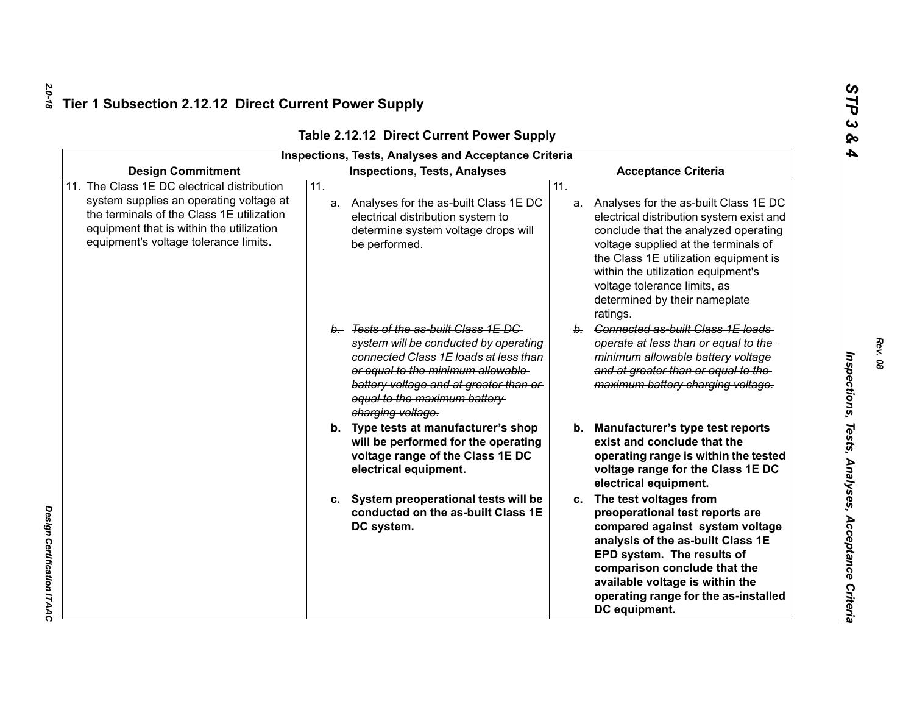## Tier 1 Subsection 2.12.12 Direct Current Power Supply

**Table 2.12.12 Direct Current Power Supply**

| Inspections, Tests, Analyses and Acceptance Criteria | | |
|---|---|---|
| **Design Commitment** | **Inspections, Tests, Analyses** | **Acceptance Criteria** |
| 11. The Class 1E DC electrical distribution system supplies an operating voltage at the terminals of the Class 1E utilization equipment that is within the utilization equipment's voltage tolerance limits. | 11.<br>a. Analyses for the as-built Class 1E DC electrical distribution system to determine system voltage drops will be performed.<br><br>~~b. Tests of the as-built Class 1E DC system will be conducted by operating connected Class 1E loads at less than or equal to the minimum allowable battery voltage and at greater than or equal to the maximum battery charging voltage.~~<br><br>**b. Type tests at manufacturer's shop will be performed for the operating voltage range of the Class 1E DC electrical equipment.**<br><br>**c. System preoperational tests will be conducted on the as-built Class 1E DC system.** | 11.<br>a. Analyses for the as-built Class 1E DC electrical distribution system exist and conclude that the analyzed operating voltage supplied at the terminals of the Class 1E utilization equipment is within the utilization equipment's voltage tolerance limits, as determined by their nameplate ratings.<br><br>~~b. Connected as-built Class 1E loads operate at less than or equal to the minimum allowable battery voltage and at greater than or equal to the maximum battery charging voltage.~~<br><br>**b. Manufacturer's type test reports exist and conclude that the operating range is within the tested voltage range for the Class 1E DC electrical equipment.**<br><br>**c. The test voltages from preoperational test reports are compared against system voltage analysis of the as-built Class 1E EPD system. The results of comparison conclude that the available voltage is within the operating range for the as-installed DC equipment.** |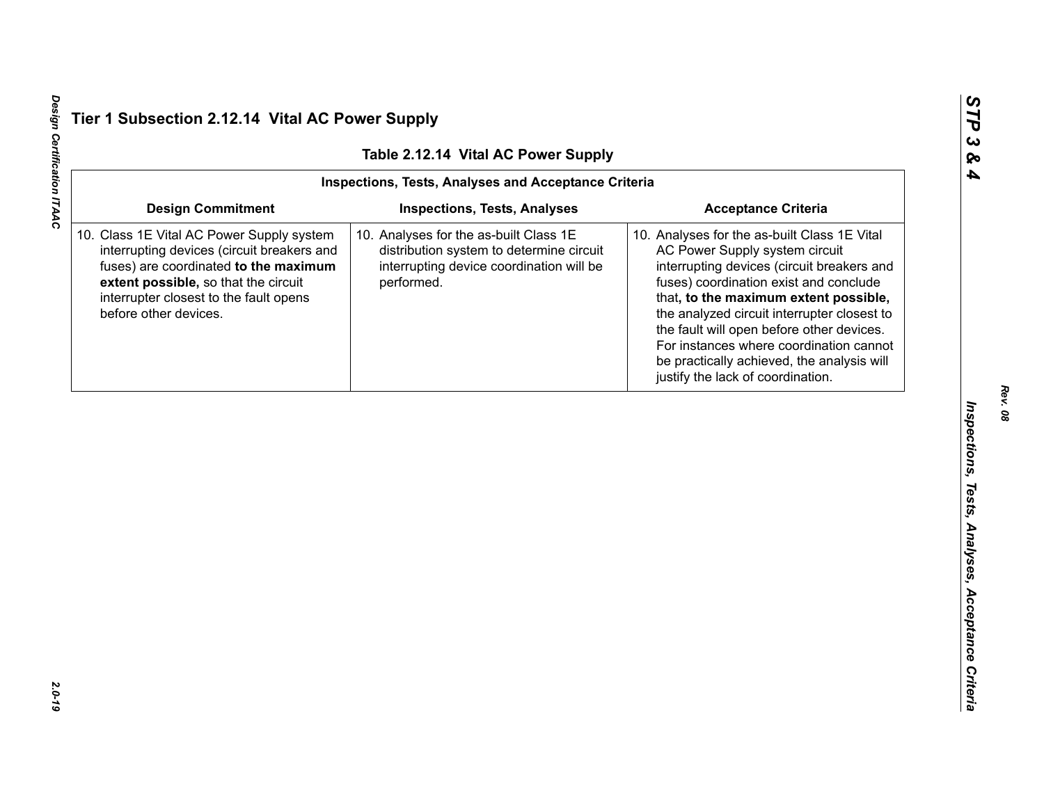## Tier 1 Subsection 2.12.14 Vital AC Power Supply

**Table 2.12.14 Vital AC Power Supply**

| Inspections, Tests, Analyses and Acceptance Criteria | | |
|---|---|---|
| **Design Commitment** | **Inspections, Tests, Analyses** | **Acceptance Criteria** |
| 10. Class 1E Vital AC Power Supply system interrupting devices (circuit breakers and fuses) are coordinated **to the maximum extent possible,** so that the circuit interrupter closest to the fault opens before other devices. | 10. Analyses for the as-built Class 1E distribution system to determine circuit interrupting device coordination will be performed. | 10. Analyses for the as-built Class 1E Vital AC Power Supply system circuit interrupting devices (circuit breakers and fuses) coordination exist and conclude that**, to the maximum extent possible,** the analyzed circuit interrupter closest to the fault will open before other devices. For instances where coordination cannot be practically achieved, the analysis will justify the lack of coordination. |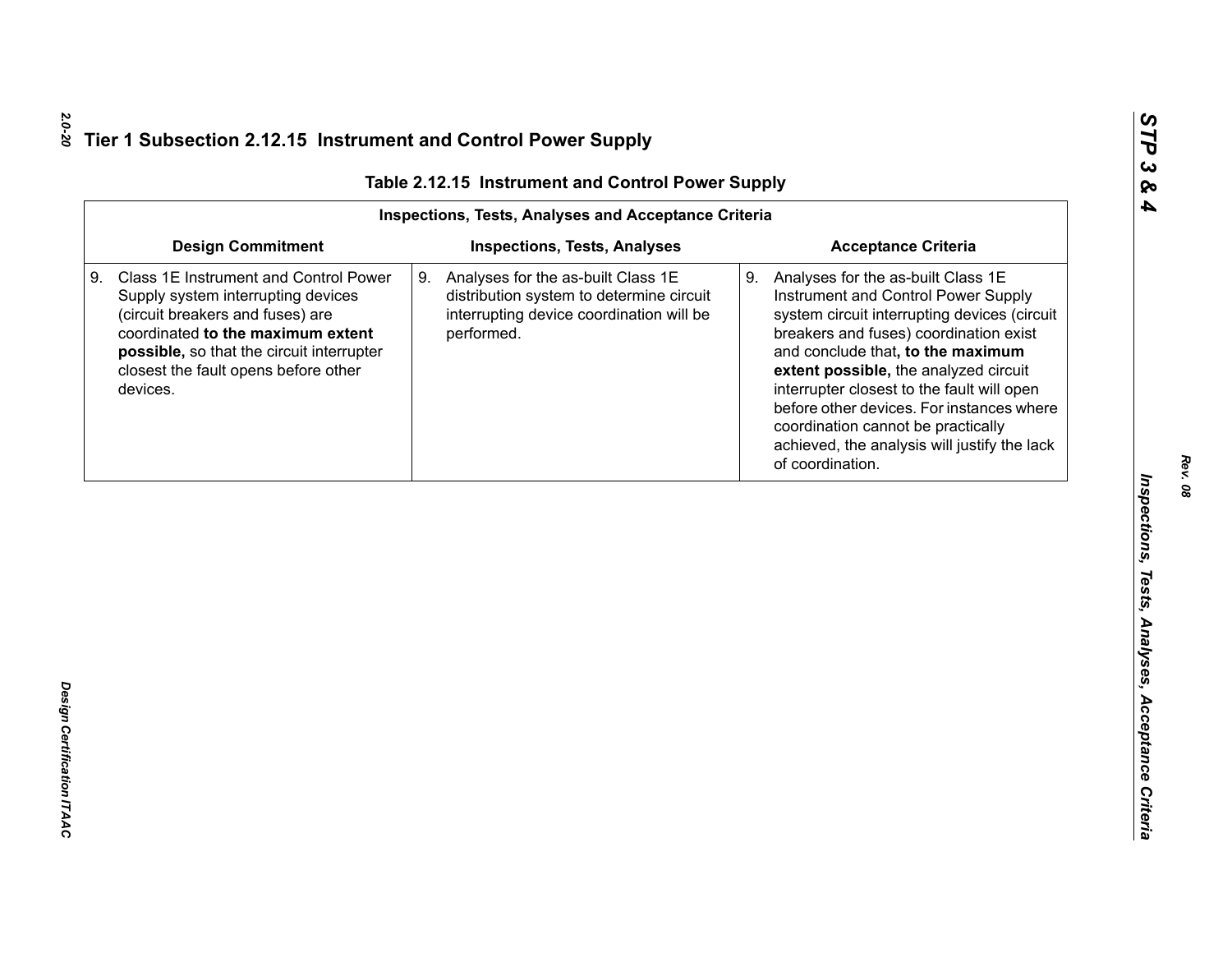## Tier 1 Subsection 2.12.15 Instrument and Control Power Supply

**Table 2.12.15 Instrument and Control Power Supply**

| Inspections, Tests, Analyses and Acceptance Criteria | | |
|---|---|---|
| **Design Commitment** | **Inspections, Tests, Analyses** | **Acceptance Criteria** |
| 9. Class 1E Instrument and Control Power Supply system interrupting devices (circuit breakers and fuses) are coordinated **to the maximum extent possible,** so that the circuit interrupter closest the fault opens before other devices. | 9. Analyses for the as-built Class 1E distribution system to determine circuit interrupting device coordination will be performed. | 9. Analyses for the as-built Class 1E Instrument and Control Power Supply system circuit interrupting devices (circuit breakers and fuses) coordination exist and conclude that**, to the maximum extent possible,** the analyzed circuit interrupter closest to the fault will open before other devices. For instances where coordination cannot be practically achieved, the analysis will justify the lack of coordination. |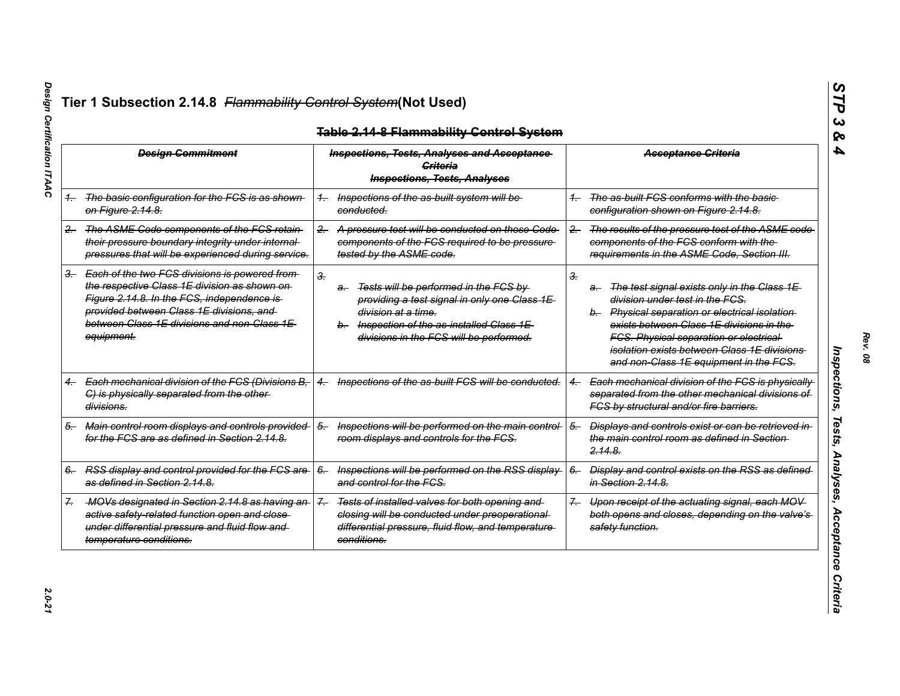# Tier 1 Subsection 2.14.8 ~~*Flammability Control System*~~(Not Used)

~~**Table 2.14-8 Flammability Control System**~~

| ~~***Design Commitment***~~ | ~~***Inspections, Tests, Analyses and Acceptance Criteria***~~ ~~***Inspections, Tests, Analyses***~~ | ~~***Acceptance Criteria***~~ |
|---|---|---|
| ~~*1. The basic configuration for the FCS is as shown on Figure 2.14.8.*~~ | ~~*1. Inspections of the as-built system will be conducted.*~~ | ~~*1. The as-built FCS conforms with the basic configuration shown on Figure 2.14.8.*~~ |
| ~~*2. The ASME Code components of the FCS retain their pressure boundary integrity under internal pressures that will be experienced during service.*~~ | ~~*2. A pressure test will be conducted on those Code components of the FCS required to be pressure-tested by the ASME code.*~~ | ~~*2. The results of the pressure test of the ASME code components of the FCS conform with the requirements in the ASME Code, Section III.*~~ |
| ~~*3. Each of the two FCS divisions is powered from the respective Class 1E division as shown on Figure 2.14.8. In the FCS, independence is provided between Class 1E divisions, and between Class 1E divisions and non-Class 1E equipment.*~~ | ~~*3.*~~ ~~*a. Tests will be performed in the FCS by providing a test signal in only one Class 1E division at a time.*~~ ~~*b. Inspection of the as-installed Class 1E divisions in the FCS will be performed.*~~ | ~~*3.*~~ ~~*a. The test signal exists only in the Class 1E division under test in the FCS.*~~ ~~*b. Physical separation or electrical isolation exists between Class 1E divisions in the FCS. Physical separation or electrical isolation exists between Class 1E divisions and non-Class 1E equipment in the FCS.*~~ |
| ~~*4. Each mechanical division of the FCS (Divisions B, C) is physically separated from the other divisions.*~~ | ~~*4. Inspections of the as-built FCS will be conducted.*~~ | ~~*4. Each mechanical division of the FCS is physically separated from the other mechanical divisions of FCS by structural and/or fire barriers.*~~ |
| ~~*5. Main control room displays and controls provided for the FCS are as defined in Section 2.14.8.*~~ | ~~*5. Inspections will be performed on the main control room displays and controls for the FCS.*~~ | ~~*5. Displays and controls exist or can be retrieved in the main control room as defined in Section 2.14.8.*~~ |
| ~~*6. RSS display and control provided for the FCS are as defined in Section 2.14.8.*~~ | ~~*6. Inspections will be performed on the RSS display and control for the FCS.*~~ | ~~*6. Display and control exists on the RSS as defined in Section 2.14.8.*~~ |
| ~~*7. MOVs designated in Section 2.14.8 as having an active safety-related function open and close under differential pressure and fluid flow and temperature conditions.*~~ | ~~*7. Tests of installed valves for both opening and closing will be conducted under preoperational differential pressure, fluid flow, and temperature conditions.*~~ | ~~*7. Upon receipt of the actuating signal, each MOV both opens and closes, depending on the valve's safety function.*~~ |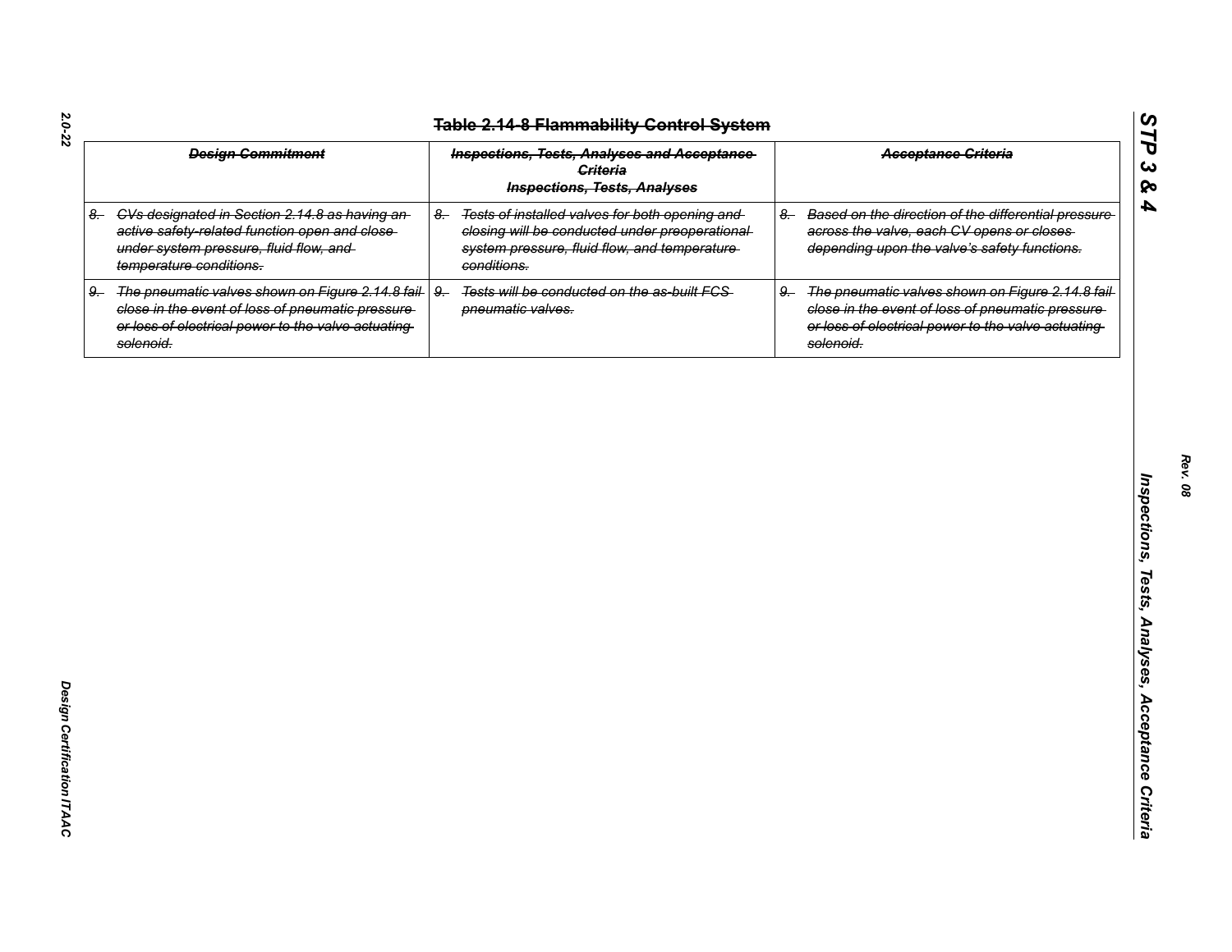# ~~Table 2.14-8 Flammability Control System~~

| ~~Design Commitment~~ | ~~Inspections, Tests, Analyses and Acceptance Criteria~~ Inspections, Tests, Analyses | ~~Acceptance Criteria~~ |
|---|---|---|
| ~~8. CVs designated in Section 2.14.8 as having an active safety-related function open and close under system pressure, fluid flow, and temperature conditions.~~ | ~~8. Tests of installed valves for both opening and closing will be conducted under preoperational system pressure, fluid flow, and temperature conditions.~~ | ~~8. Based on the direction of the differential pressure across the valve, each CV opens or closes depending upon the valve's safety functions.~~ |
| ~~9. The pneumatic valves shown on Figure 2.14.8 fail close in the event of loss of pneumatic pressure or loss of electrical power to the valve actuating solenoid.~~ | ~~9. Tests will be conducted on the as-built FCS pneumatic valves.~~ | ~~9. The pneumatic valves shown on Figure 2.14.8 fail close in the event of loss of pneumatic pressure or loss of electrical power to the valve actuating solenoid.~~ |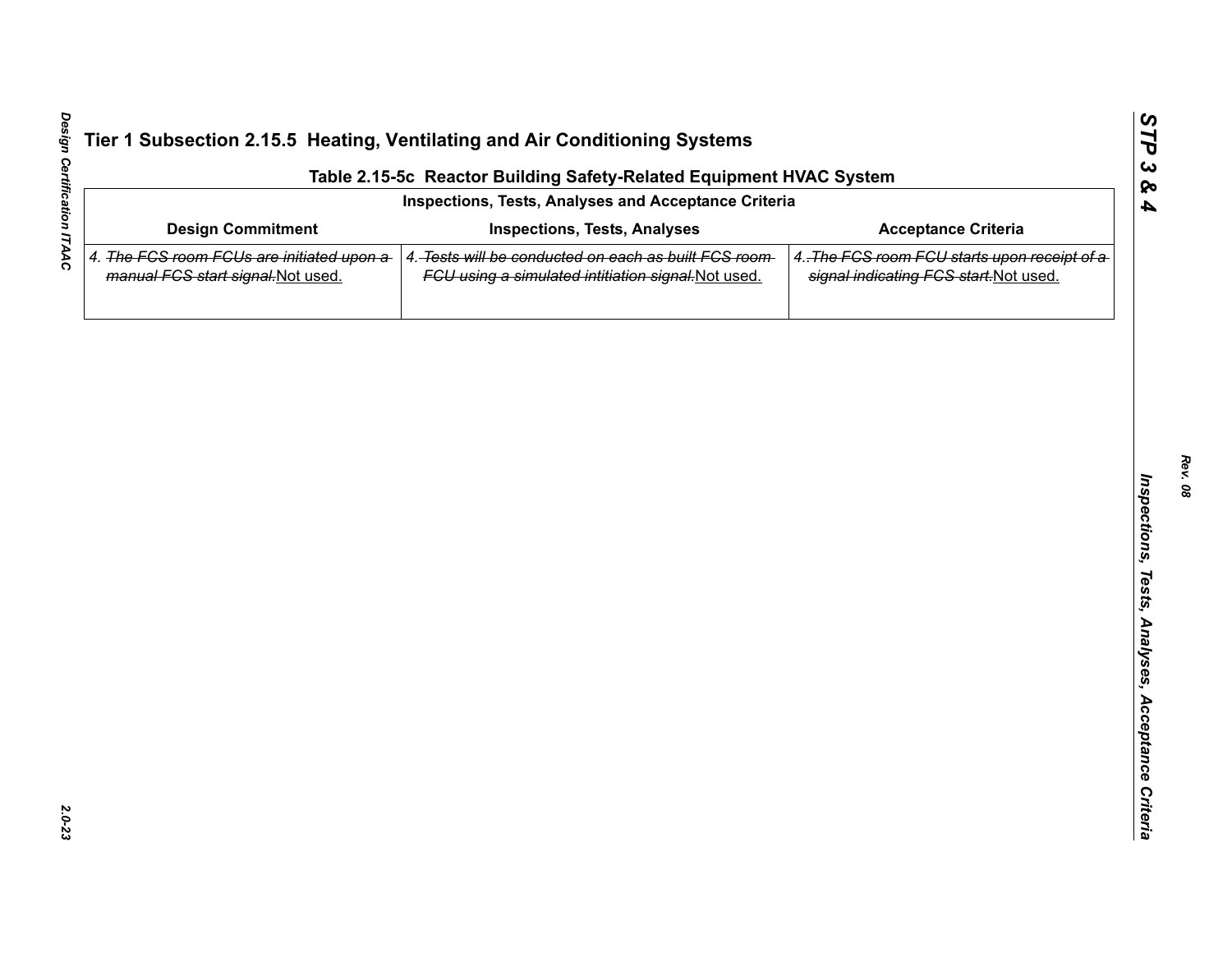# Tier 1 Subsection 2.15.5 Heating, Ventilating and Air Conditioning Systems

**Table 2.15-5c Reactor Building Safety-Related Equipment HVAC System**

| Inspections, Tests, Analyses and Acceptance Criteria | | |
|---|---|---|
| **Design Commitment** | **Inspections, Tests, Analyses** | **Acceptance Criteria** |
| 4. ~~The FCS room FCUs are initiated upon a manual FCS start signal.~~Not used. | 4. ~~Tests will be conducted on each as built FCS room FCU using a simulated intitiation signal.~~Not used. | 4. ~~The FCS room FCU starts upon receipt of a signal indicating FCS start.~~Not used. |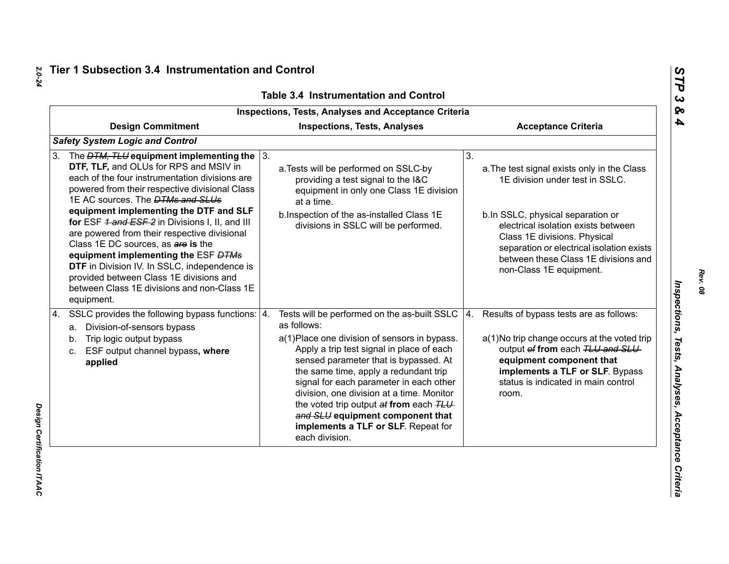## Tier 1 Subsection 3.4 Instrumentation and Control

**Table 3.4 Instrumentation and Control**

| Inspections, Tests, Analyses and Acceptance Criteria | | |
|---|---|---|
| **Design Commitment** | **Inspections, Tests, Analyses** | **Acceptance Criteria** |
| ***Safety System Logic and Control*** | | |
| 3. The ~~DTM, TLU~~ **equipment implementing the DTF, TLF,** and OLUs for RPS and MSIV in each of the four instrumentation divisions are powered from their respective divisional Class 1E AC sources. The ~~DTMs and SLUs~~ **equipment implementing the DTF and SLF for** ESF ~~1 and ESF 2~~ in Divisions I, II, and III are powered from their respective divisional Class 1E DC sources, as ~~are~~ **is** the **equipment implementing the** ESF ~~DTMs~~ **DTF** in Division IV. In SSLC, independence is provided between Class 1E divisions and between Class 1E divisions and non-Class 1E equipment. | 3. a. Tests will be performed on SSLC by providing a test signal to the I&C equipment in only one Class 1E division at a time. b. Inspection of the as-installed Class 1E divisions in SSLC will be performed. | 3. a. The test signal exists only in the Class 1E division under test in SSLC. b. In SSLC, physical separation or electrical isolation exists between Class 1E divisions. Physical separation or electrical isolation exists between these Class 1E divisions and non-Class 1E equipment. |
| 4. SSLC provides the following bypass functions: a. Division-of-sensors bypass b. Trip logic output bypass c. ESF output channel bypass**, where applied** | 4. Tests will be performed on the as-built SSLC as follows: a(1) Place one division of sensors in bypass. Apply a trip test signal in place of each sensed parameter that is bypassed. At the same time, apply a redundant trip signal for each parameter in each other division, one division at a time. Monitor the voted trip output ~~at~~ **from** each ~~TLU and SLU~~ **equipment component that implements a TLF or SLF**. Repeat for each division. | 4. Results of bypass tests are as follows: a(1) No trip change occurs at the voted trip output ~~of~~ **from** each ~~TLU and SLU~~ **equipment component that implements a TLF or SLF**. Bypass status is indicated in main control room. |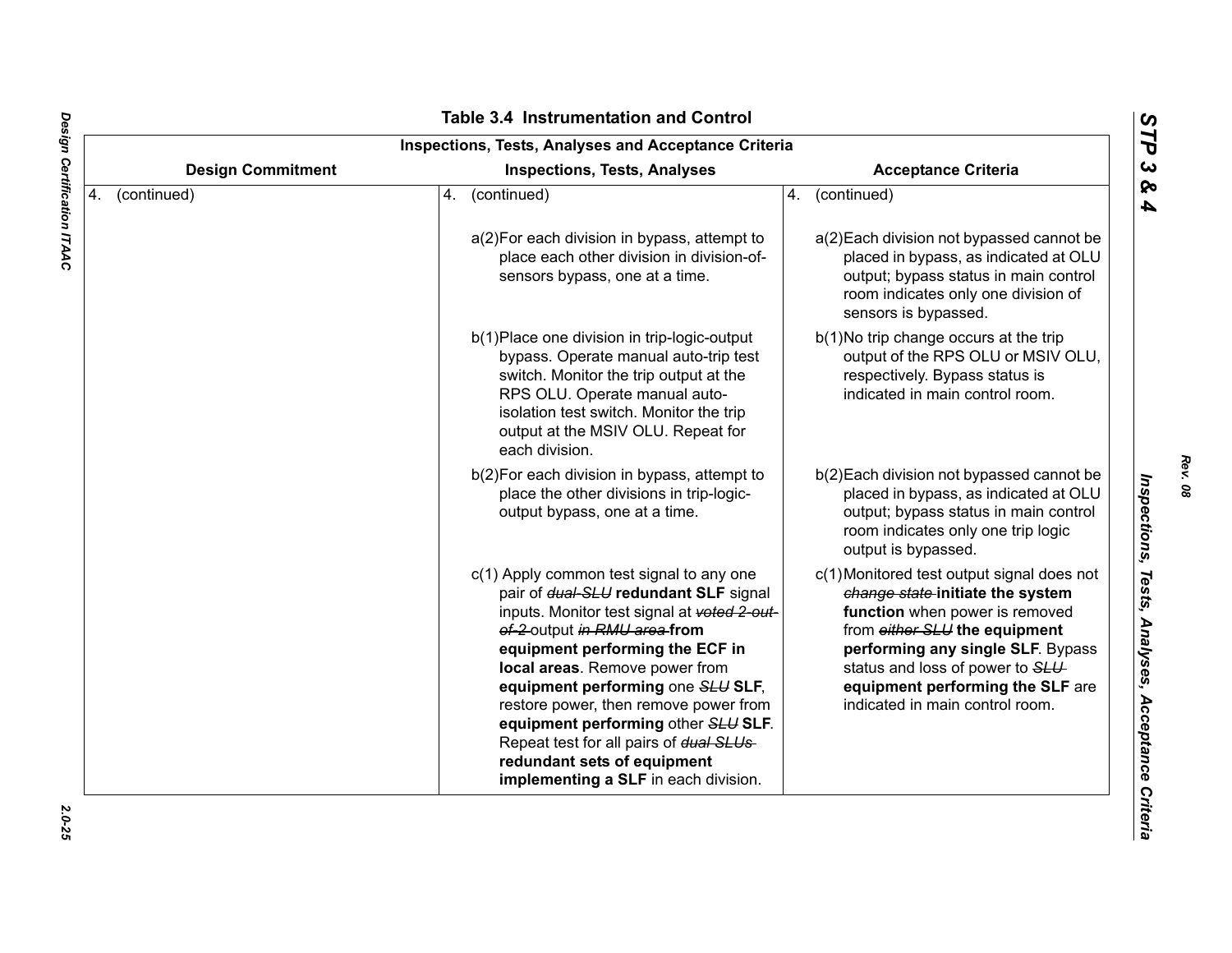# Table 3.4 Instrumentation and Control

| Inspections, Tests, Analyses and Acceptance Criteria | | |
|---|---|---|
| **Design Commitment** | **Inspections, Tests, Analyses** | **Acceptance Criteria** |
| 4. (continued) | 4. (continued) | 4. (continued) |
| | a(2)For each division in bypass, attempt to place each other division in division-of-sensors bypass, one at a time. | a(2)Each division not bypassed cannot be placed in bypass, as indicated at OLU output; bypass status in main control room indicates only one division of sensors is bypassed. |
| | b(1)Place one division in trip-logic-output bypass. Operate manual auto-trip test switch. Monitor the trip output at the RPS OLU. Operate manual auto-isolation test switch. Monitor the trip output at the MSIV OLU. Repeat for each division. | b(1)No trip change occurs at the trip output of the RPS OLU or MSIV OLU, respectively. Bypass status is indicated in main control room. |
| | b(2)For each division in bypass, attempt to place the other divisions in trip-logic-output bypass, one at a time. | b(2)Each division not bypassed cannot be placed in bypass, as indicated at OLU output; bypass status in main control room indicates only one trip logic output is bypassed. |
| | c(1) Apply common test signal to any one pair of ~~*dual-SLU*~~ **redundant SLF** signal inputs. Monitor test signal at ~~*voted 2-out-of-2*~~ output ~~*in RMU area*~~ **from equipment performing the ECF in local areas**. Remove power from **equipment performing** one ~~*SLU*~~ **SLF**, restore power, then remove power from **equipment performing** other ~~*SLU*~~ **SLF**. Repeat test for all pairs of ~~*dual SLUs*~~ **redundant sets of equipment implementing a SLF** in each division. | c(1)Monitored test output signal does not ~~*change state*~~ **initiate the system function** when power is removed from ~~*either SLU*~~ **the equipment performing any single SLF**. Bypass status and loss of power to ~~*SLU*~~ **equipment performing the SLF** are indicated in main control room. |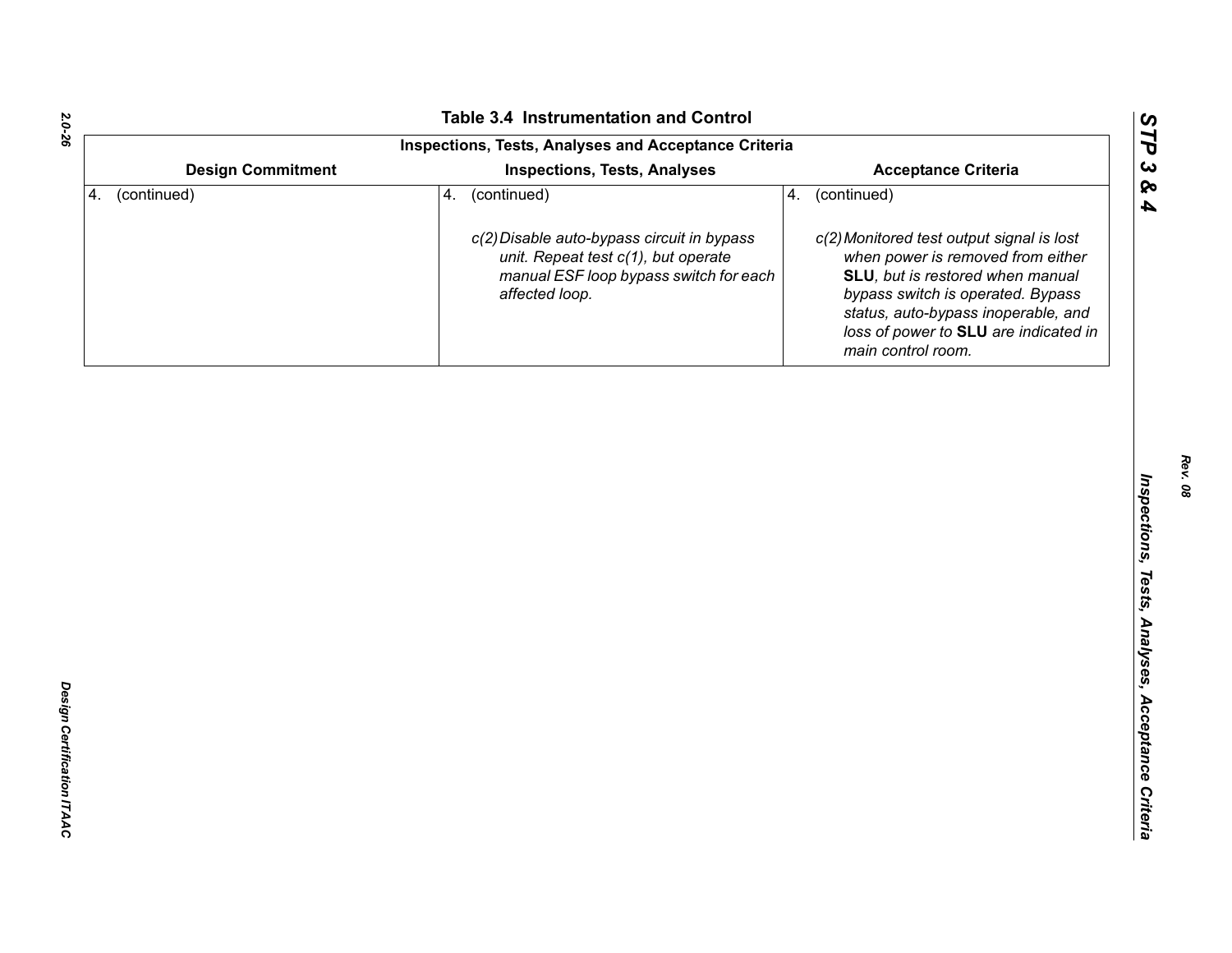**Table 3.4 Instrumentation and Control**

| Inspections, Tests, Analyses and Acceptance Criteria | | |
|---|---|---|
| **Design Commitment** | **Inspections, Tests, Analyses** | **Acceptance Criteria** |
| 4. (continued) | 4. (continued)<br><br>*c(2) Disable auto-bypass circuit in bypass unit. Repeat test c(1), but operate manual ESF loop bypass switch for each affected loop.* | 4. (continued)<br><br>*c(2) Monitored test output signal is lost when power is removed from either* ***SLU****, but is restored when manual bypass switch is operated. Bypass status, auto-bypass inoperable, and loss of power to* ***SLU*** *are indicated in main control room.* |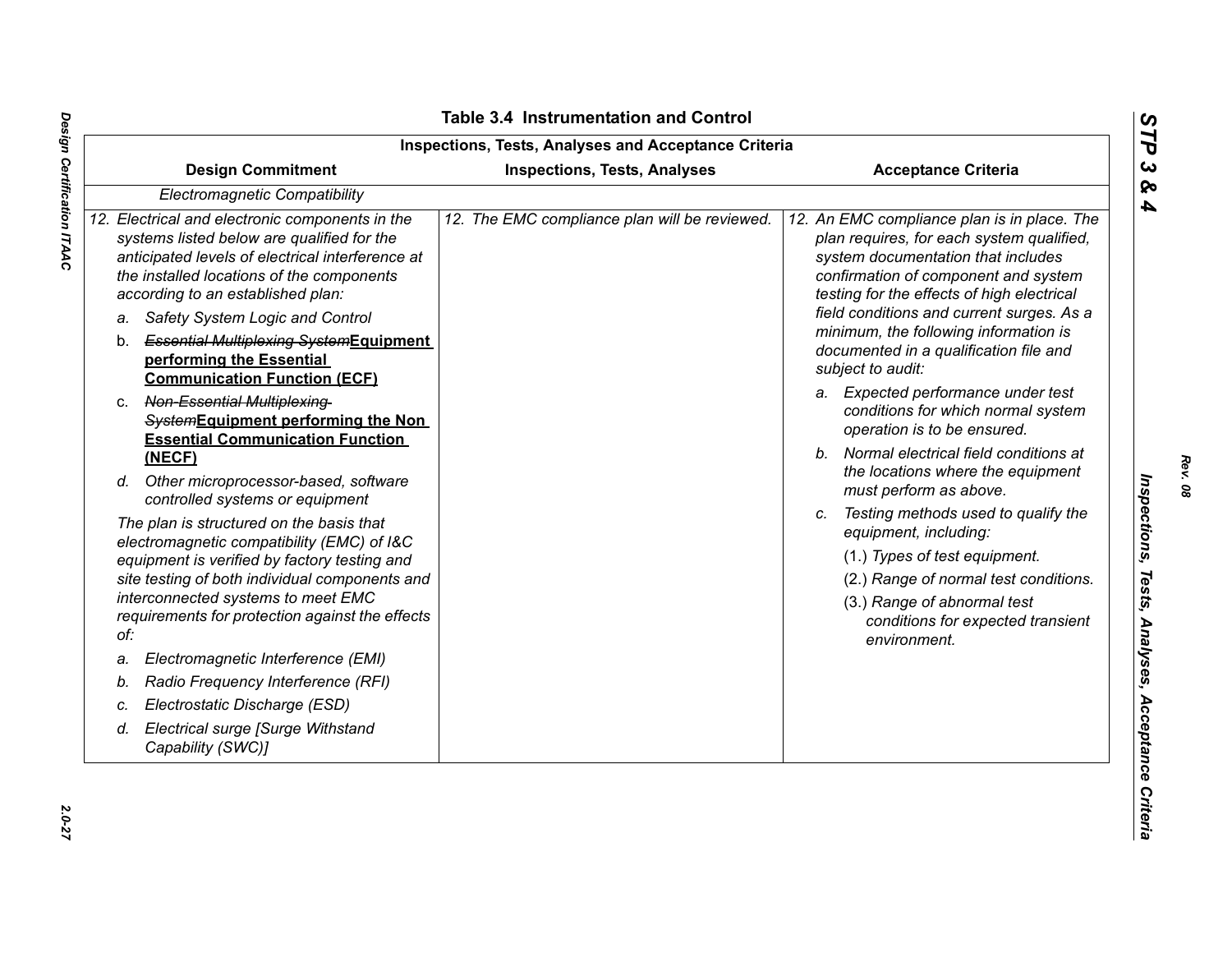# Table 3.4 Instrumentation and Control

| Inspections, Tests, Analyses and Acceptance Criteria | | |
|---|---|---|
| **Design Commitment** | **Inspections, Tests, Analyses** | **Acceptance Criteria** |
| *Electromagnetic Compatibility* | | |
| *12. Electrical and electronic components in the systems listed below are qualified for the anticipated levels of electrical interference at the installed locations of the components according to an established plan:*<br>*a. Safety System Logic and Control*<br>b. ~~*Essential Multiplexing System*~~**<u>Equipment performing the Essential Communication Function (ECF)</u>**<br>c. ~~*Non-Essential Multiplexing System*~~**<u>Equipment performing the Non Essential Communication Function (NECF)</u>**<br>*d. Other microprocessor-based, software controlled systems or equipment*<br>*The plan is structured on the basis that electromagnetic compatibility (EMC) of I&C equipment is verified by factory testing and site testing of both individual components and interconnected systems to meet EMC requirements for protection against the effects of:*<br>*a. Electromagnetic Interference (EMI)*<br>*b. Radio Frequency Interference (RFI)*<br>*c. Electrostatic Discharge (ESD)*<br>*d. Electrical surge [Surge Withstand Capability (SWC)]* | *12. The EMC compliance plan will be reviewed.* | *12. An EMC compliance plan is in place. The plan requires, for each system qualified, system documentation that includes confirmation of component and system testing for the effects of high electrical field conditions and current surges. As a minimum, the following information is documented in a qualification file and subject to audit:*<br>*a. Expected performance under test conditions for which normal system operation is to be ensured.*<br>*b. Normal electrical field conditions at the locations where the equipment must perform as above.*<br>*c. Testing methods used to qualify the equipment, including:*<br>*(1.) Types of test equipment.*<br>*(2.) Range of normal test conditions.*<br>*(3.) Range of abnormal test conditions for expected transient environment.* |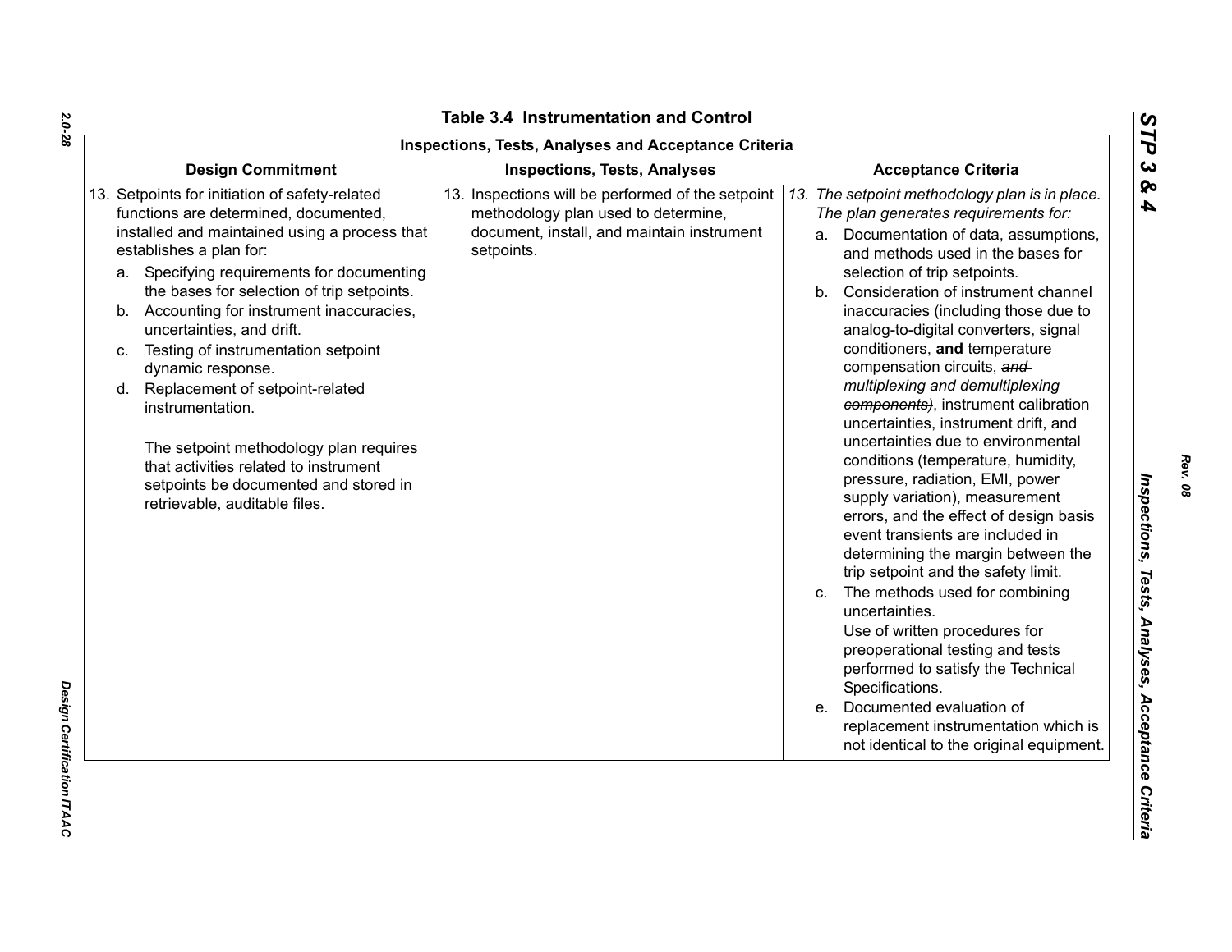## Table 3.4 Instrumentation and Control

| Inspections, Tests, Analyses and Acceptance Criteria | | |
|---|---|---|
| **Design Commitment** | **Inspections, Tests, Analyses** | **Acceptance Criteria** |
| 13. Setpoints for initiation of safety-related functions are determined, documented, installed and maintained using a process that establishes a plan for:<br>a. Specifying requirements for documenting the bases for selection of trip setpoints.<br>b. Accounting for instrument inaccuracies, uncertainties, and drift.<br>c. Testing of instrumentation setpoint dynamic response.<br>d. Replacement of setpoint-related instrumentation.<br><br>The setpoint methodology plan requires that activities related to instrument setpoints be documented and stored in retrievable, auditable files. | 13. Inspections will be performed of the setpoint methodology plan used to determine, document, install, and maintain instrument setpoints. | *13. The setpoint methodology plan is in place. The plan generates requirements for:*<br>a. Documentation of data, assumptions, and methods used in the bases for selection of trip setpoints.<br>b. Consideration of instrument channel inaccuracies (including those due to analog-to-digital converters, signal conditioners, **and** temperature compensation circuits, ~~*and multiplexing and demultiplexing components)*~~, instrument calibration uncertainties, instrument drift, and uncertainties due to environmental conditions (temperature, humidity, pressure, radiation, EMI, power supply variation), measurement errors, and the effect of design basis event transients are included in determining the margin between the trip setpoint and the safety limit.<br>c. The methods used for combining uncertainties.<br>Use of written procedures for preoperational testing and tests performed to satisfy the Technical Specifications.<br>e. Documented evaluation of replacement instrumentation which is not identical to the original equipment. |